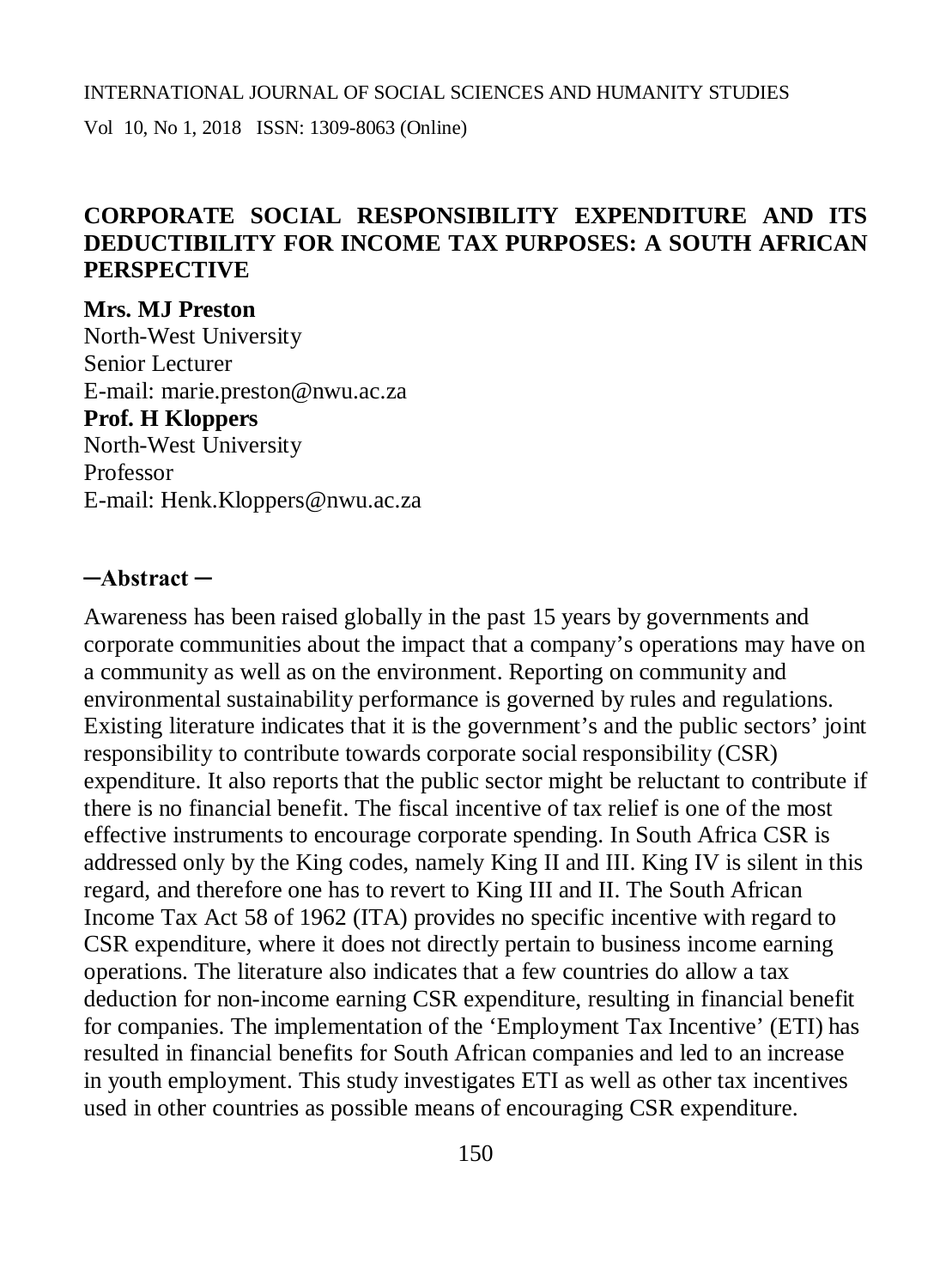# CORPORATE SOCIAL RESPONSIBILITY EXPENDITURE AND ITS DEDUCTIBILITY FOR INCOME TAX PURPOSES: A SOUTH AFRICAN PERSPECTIVE

**Mrs. MJ Preston**
North-West University
Senior Lecturer
E-mail: marie.preston@nwu.ac.za

**Prof. H Kloppers**
North-West University
Professor
E-mail: Henk.Kloppers@nwu.ac.za

## ─Abstract ─

Awareness has been raised globally in the past 15 years by governments and corporate communities about the impact that a company's operations may have on a community as well as on the environment. Reporting on community and environmental sustainability performance is governed by rules and regulations. Existing literature indicates that it is the government's and the public sectors' joint responsibility to contribute towards corporate social responsibility (CSR) expenditure. It also reports that the public sector might be reluctant to contribute if there is no financial benefit. The fiscal incentive of tax relief is one of the most effective instruments to encourage corporate spending. In South Africa CSR is addressed only by the King codes, namely King II and III. King IV is silent in this regard, and therefore one has to revert to King III and II. The South African Income Tax Act 58 of 1962 (ITA) provides no specific incentive with regard to CSR expenditure, where it does not directly pertain to business income earning operations. The literature also indicates that a few countries do allow a tax deduction for non-income earning CSR expenditure, resulting in financial benefit for companies. The implementation of the 'Employment Tax Incentive' (ETI) has resulted in financial benefits for South African companies and led to an increase in youth employment. This study investigates ETI as well as other tax incentives used in other countries as possible means of encouraging CSR expenditure.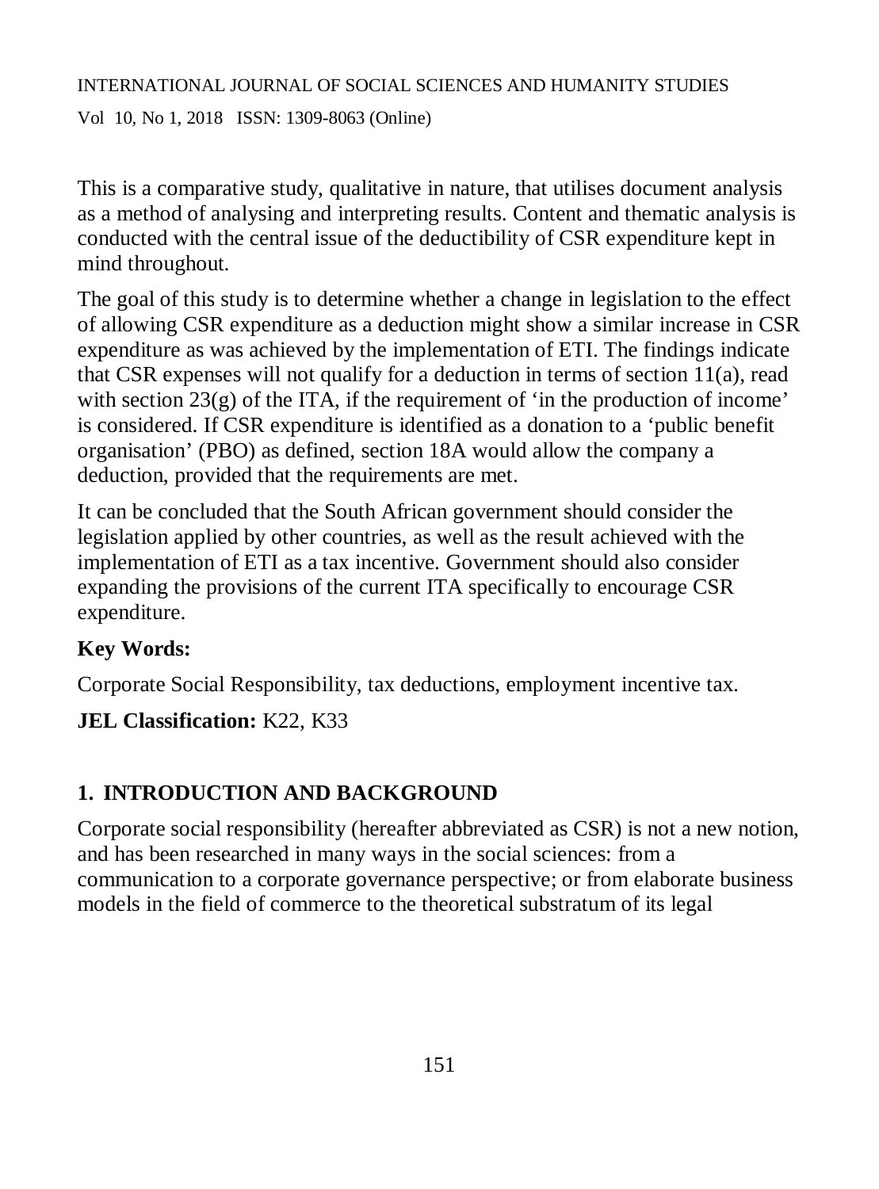This is a comparative study, qualitative in nature, that utilises document analysis as a method of analysing and interpreting results. Content and thematic analysis is conducted with the central issue of the deductibility of CSR expenditure kept in mind throughout.

The goal of this study is to determine whether a change in legislation to the effect of allowing CSR expenditure as a deduction might show a similar increase in CSR expenditure as was achieved by the implementation of ETI. The findings indicate that CSR expenses will not qualify for a deduction in terms of section 11(a), read with section 23(g) of the ITA, if the requirement of 'in the production of income' is considered. If CSR expenditure is identified as a donation to a 'public benefit organisation' (PBO) as defined, section 18A would allow the company a deduction, provided that the requirements are met.

It can be concluded that the South African government should consider the legislation applied by other countries, as well as the result achieved with the implementation of ETI as a tax incentive. Government should also consider expanding the provisions of the current ITA specifically to encourage CSR expenditure.

**Key Words:**

Corporate Social Responsibility, tax deductions, employment incentive tax.

**JEL Classification:** K22, K33

## 1. INTRODUCTION AND BACKGROUND

Corporate social responsibility (hereafter abbreviated as CSR) is not a new notion, and has been researched in many ways in the social sciences: from a communication to a corporate governance perspective; or from elaborate business models in the field of commerce to the theoretical substratum of its legal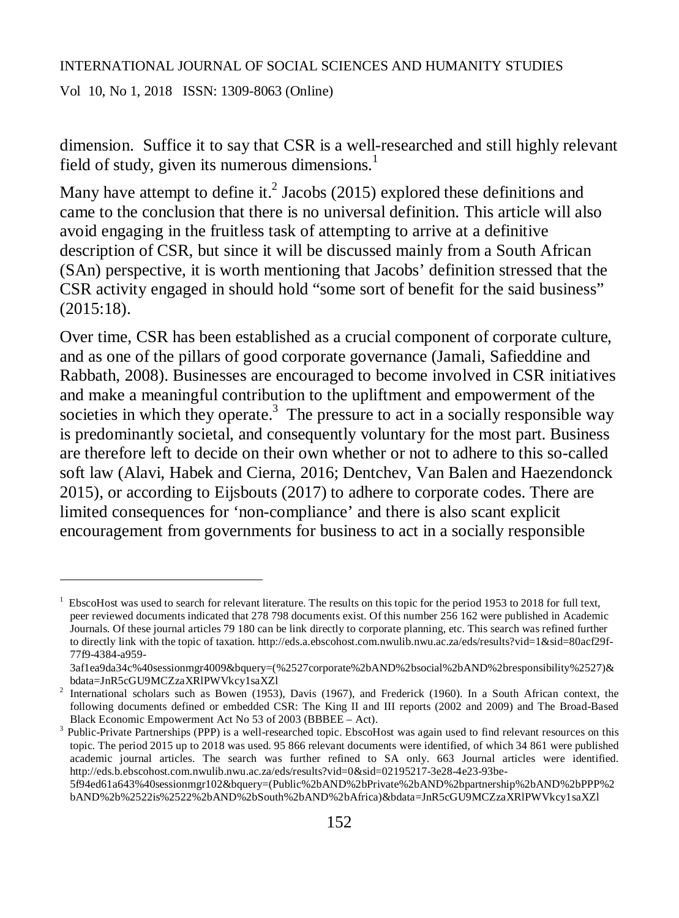dimension. Suffice it to say that CSR is a well-researched and still highly relevant field of study, given its numerous dimensions.[1]

Many have attempt to define it.[2] Jacobs (2015) explored these definitions and came to the conclusion that there is no universal definition. This article will also avoid engaging in the fruitless task of attempting to arrive at a definitive description of CSR, but since it will be discussed mainly from a South African (SAn) perspective, it is worth mentioning that Jacobs' definition stressed that the CSR activity engaged in should hold "some sort of benefit for the said business" (2015:18).

Over time, CSR has been established as a crucial component of corporate culture, and as one of the pillars of good corporate governance (Jamali, Safieddine and Rabbath, 2008). Businesses are encouraged to become involved in CSR initiatives and make a meaningful contribution to the upliftment and empowerment of the societies in which they operate.[3] The pressure to act in a socially responsible way is predominantly societal, and consequently voluntary for the most part. Business are therefore left to decide on their own whether or not to adhere to this so-called soft law (Alavi, Habek and Cierna, 2016; Dentchev, Van Balen and Haezendonck 2015), or according to Eijsbouts (2017) to adhere to corporate codes. There are limited consequences for 'non-compliance' and there is also scant explicit encouragement from governments for business to act in a socially responsible

---

[1] EbscoHost was used to search for relevant literature. The results on this topic for the period 1953 to 2018 for full text, peer reviewed documents indicated that 278 798 documents exist. Of this number 256 162 were published in Academic Journals. Of these journal articles 79 180 can be link directly to corporate planning, etc. This search was refined further to directly link with the topic of taxation. http://eds.a.ebscohost.com.nwulib.nwu.ac.za/eds/results?vid=1&sid=80acf29f-77f9-4384-a959-3af1ea9da34c%40sessionmgr4009&bquery=(%2527corporate%2bAND%2bsocial%2bAND%2bresponsibility%2527)&bdata=JnR5cGU9MCZzaXRlPWVkcy1saXZl

[2] International scholars such as Bowen (1953), Davis (1967), and Frederick (1960). In a South African context, the following documents defined or embedded CSR: The King II and III reports (2002 and 2009) and The Broad-Based Black Economic Empowerment Act No 53 of 2003 (BBBEE – Act).

[3] Public-Private Partnerships (PPP) is a well-researched topic. EbscoHost was again used to find relevant resources on this topic. The period 2015 up to 2018 was used. 95 866 relevant documents were identified, of which 34 861 were published academic journal articles. The search was further refined to SA only. 663 Journal articles were identified. http://eds.b.ebscohost.com.nwulib.nwu.ac.za/eds/results?vid=0&sid=02195217-3e28-4e23-93be-5f94ed61a643%40sessionmgr102&bquery=(Public%2bAND%2bPrivate%2bAND%2bpartnership%2bAND%2bPPP%2bAND%2b%2522is%2522%2bAND%2bSouth%2bAND%2bAfrica)&bdata=JnR5cGU9MCZzaXRlPWVkcy1saXZl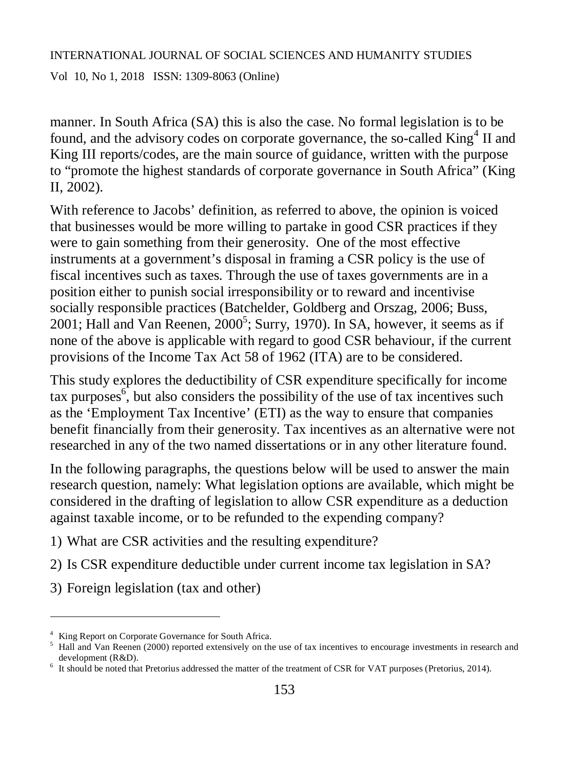manner. In South Africa (SA) this is also the case. No formal legislation is to be found, and the advisory codes on corporate governance, the so-called King[4] II and King III reports/codes, are the main source of guidance, written with the purpose to "promote the highest standards of corporate governance in South Africa" (King II, 2002).

With reference to Jacobs' definition, as referred to above, the opinion is voiced that businesses would be more willing to partake in good CSR practices if they were to gain something from their generosity. One of the most effective instruments at a government's disposal in framing a CSR policy is the use of fiscal incentives such as taxes. Through the use of taxes governments are in a position either to punish social irresponsibility or to reward and incentivise socially responsible practices (Batchelder, Goldberg and Orszag, 2006; Buss, 2001; Hall and Van Reenen, 2000[5]; Surry, 1970). In SA, however, it seems as if none of the above is applicable with regard to good CSR behaviour, if the current provisions of the Income Tax Act 58 of 1962 (ITA) are to be considered.

This study explores the deductibility of CSR expenditure specifically for income tax purposes[6], but also considers the possibility of the use of tax incentives such as the 'Employment Tax Incentive' (ETI) as the way to ensure that companies benefit financially from their generosity. Tax incentives as an alternative were not researched in any of the two named dissertations or in any other literature found.

In the following paragraphs, the questions below will be used to answer the main research question, namely: What legislation options are available, which might be considered in the drafting of legislation to allow CSR expenditure as a deduction against taxable income, or to be refunded to the expending company?

1) What are CSR activities and the resulting expenditure?

2) Is CSR expenditure deductible under current income tax legislation in SA?

3) Foreign legislation (tax and other)

---

[4] King Report on Corporate Governance for South Africa.

[5] Hall and Van Reenen (2000) reported extensively on the use of tax incentives to encourage investments in research and development (R&D).

[6] It should be noted that Pretorius addressed the matter of the treatment of CSR for VAT purposes (Pretorius, 2014).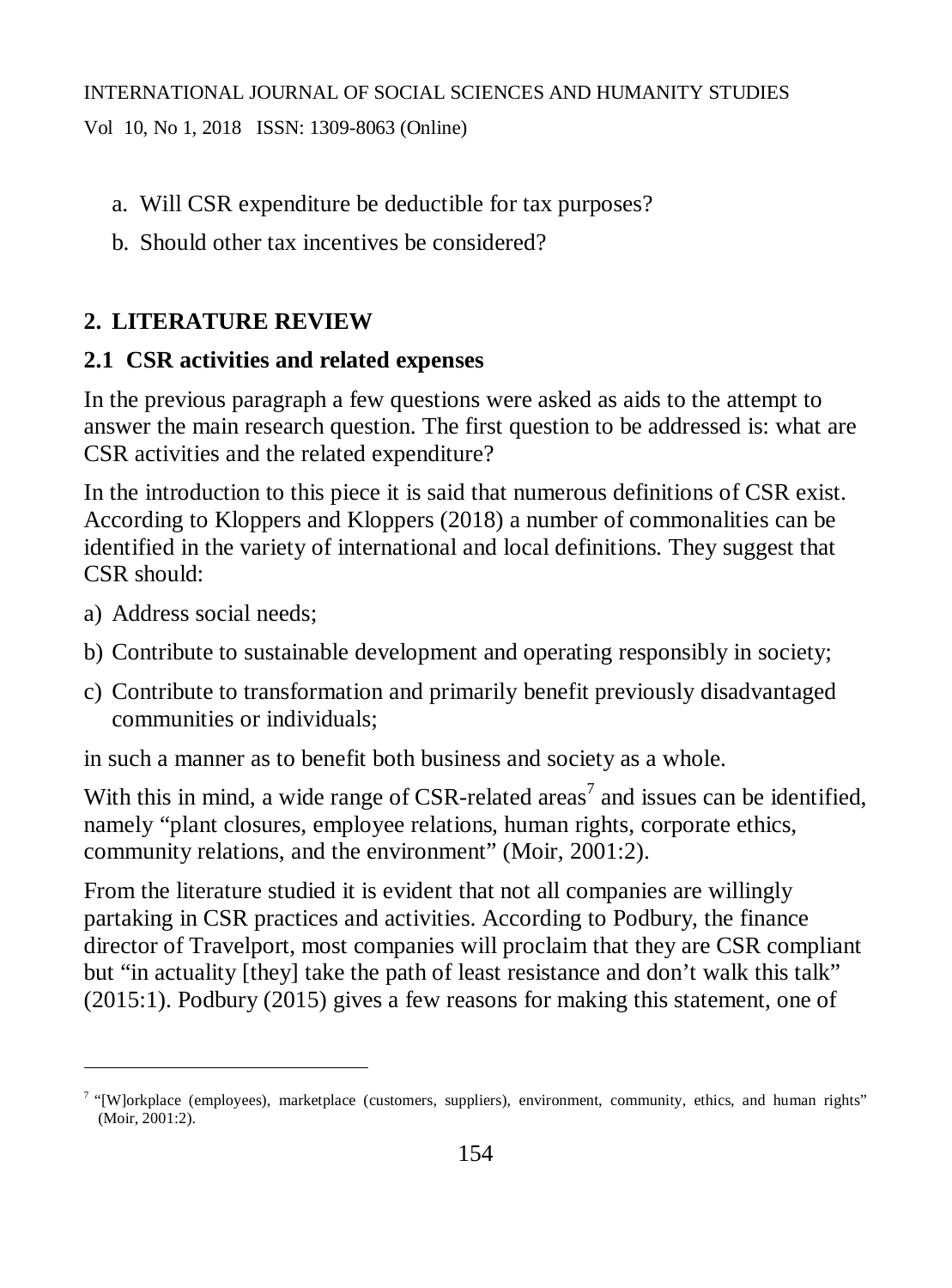a. Will CSR expenditure be deductible for tax purposes?

b. Should other tax incentives be considered?

## 2. LITERATURE REVIEW

### 2.1 CSR activities and related expenses

In the previous paragraph a few questions were asked as aids to the attempt to answer the main research question. The first question to be addressed is: what are CSR activities and the related expenditure?

In the introduction to this piece it is said that numerous definitions of CSR exist. According to Kloppers and Kloppers (2018) a number of commonalities can be identified in the variety of international and local definitions. They suggest that CSR should:

a) Address social needs;

b) Contribute to sustainable development and operating responsibly in society;

c) Contribute to transformation and primarily benefit previously disadvantaged communities or individuals;

in such a manner as to benefit both business and society as a whole.

With this in mind, a wide range of CSR-related areas[7] and issues can be identified, namely "plant closures, employee relations, human rights, corporate ethics, community relations, and the environment" (Moir, 2001:2).

From the literature studied it is evident that not all companies are willingly partaking in CSR practices and activities. According to Podbury, the finance director of Travelport, most companies will proclaim that they are CSR compliant but "in actuality [they] take the path of least resistance and don't walk this talk" (2015:1). Podbury (2015) gives a few reasons for making this statement, one of

[7] "[W]orkplace (employees), marketplace (customers, suppliers), environment, community, ethics, and human rights" (Moir, 2001:2).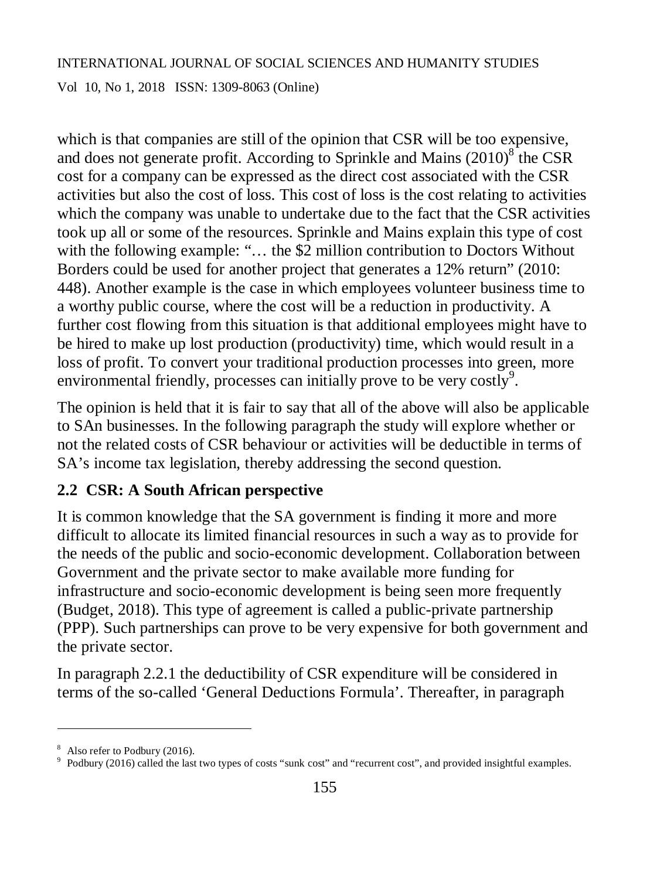which is that companies are still of the opinion that CSR will be too expensive, and does not generate profit. According to Sprinkle and Mains (2010)[8] the CSR cost for a company can be expressed as the direct cost associated with the CSR activities but also the cost of loss. This cost of loss is the cost relating to activities which the company was unable to undertake due to the fact that the CSR activities took up all or some of the resources. Sprinkle and Mains explain this type of cost with the following example: "… the $2 million contribution to Doctors Without Borders could be used for another project that generates a 12% return" (2010: 448). Another example is the case in which employees volunteer business time to a worthy public course, where the cost will be a reduction in productivity. A further cost flowing from this situation is that additional employees might have to be hired to make up lost production (productivity) time, which would result in a loss of profit. To convert your traditional production processes into green, more environmental friendly, processes can initially prove to be very costly[9].

The opinion is held that it is fair to say that all of the above will also be applicable to SAn businesses. In the following paragraph the study will explore whether or not the related costs of CSR behaviour or activities will be deductible in terms of SA's income tax legislation, thereby addressing the second question.

## 2.2 CSR: A South African perspective

It is common knowledge that the SA government is finding it more and more difficult to allocate its limited financial resources in such a way as to provide for the needs of the public and socio-economic development. Collaboration between Government and the private sector to make available more funding for infrastructure and socio-economic development is being seen more frequently (Budget, 2018). This type of agreement is called a public-private partnership (PPP). Such partnerships can prove to be very expensive for both government and the private sector.

In paragraph 2.2.1 the deductibility of CSR expenditure will be considered in terms of the so-called 'General Deductions Formula'. Thereafter, in paragraph

---

[8] Also refer to Podbury (2016).

[9] Podbury (2016) called the last two types of costs "sunk cost" and "recurrent cost", and provided insightful examples.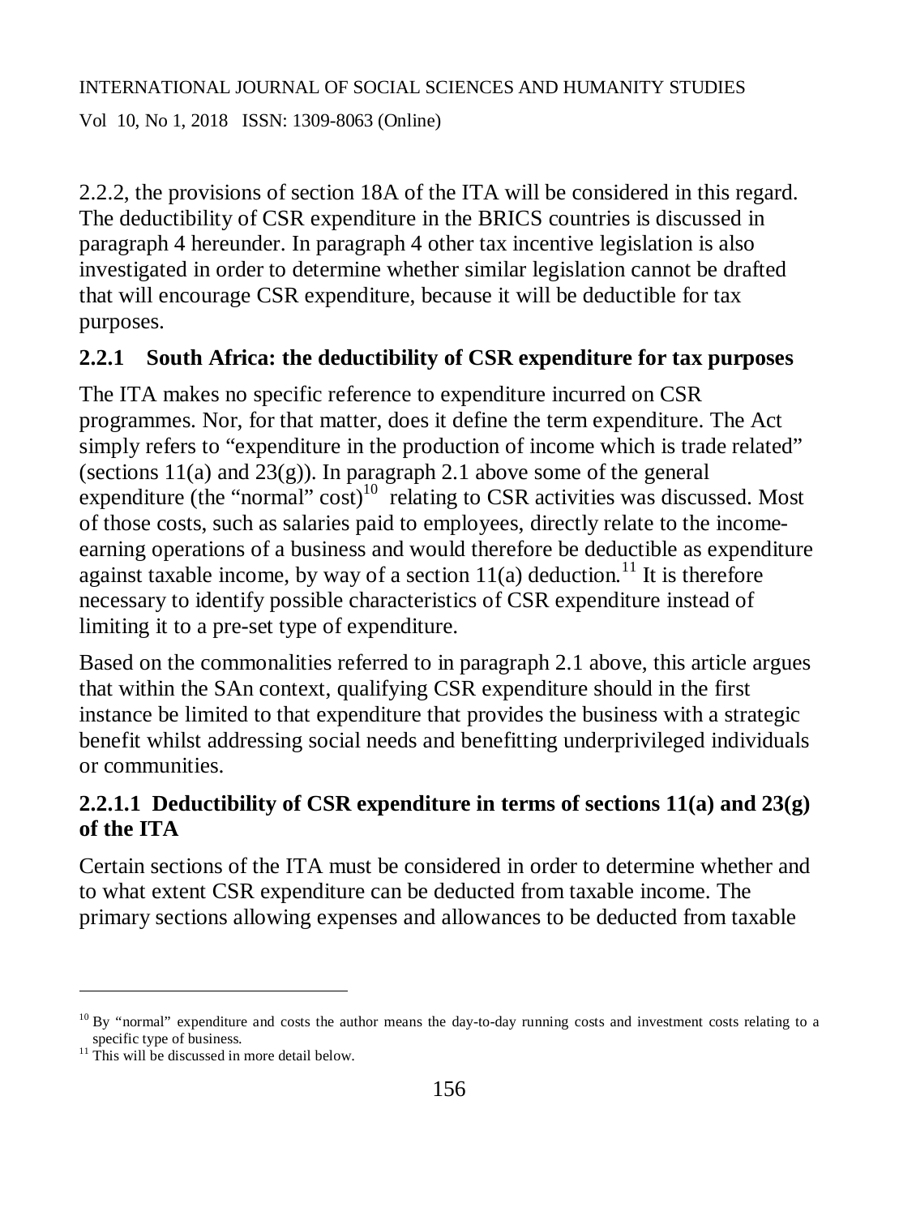2.2.2, the provisions of section 18A of the ITA will be considered in this regard. The deductibility of CSR expenditure in the BRICS countries is discussed in paragraph 4 hereunder. In paragraph 4 other tax incentive legislation is also investigated in order to determine whether similar legislation cannot be drafted that will encourage CSR expenditure, because it will be deductible for tax purposes.

### 2.2.1 South Africa: the deductibility of CSR expenditure for tax purposes

The ITA makes no specific reference to expenditure incurred on CSR programmes. Nor, for that matter, does it define the term expenditure. The Act simply refers to "expenditure in the production of income which is trade related" (sections 11(a) and 23(g)). In paragraph 2.1 above some of the general expenditure (the "normal" cost)[10] relating to CSR activities was discussed. Most of those costs, such as salaries paid to employees, directly relate to the income-earning operations of a business and would therefore be deductible as expenditure against taxable income, by way of a section 11(a) deduction.[11] It is therefore necessary to identify possible characteristics of CSR expenditure instead of limiting it to a pre-set type of expenditure.

Based on the commonalities referred to in paragraph 2.1 above, this article argues that within the SAn context, qualifying CSR expenditure should in the first instance be limited to that expenditure that provides the business with a strategic benefit whilst addressing social needs and benefitting underprivileged individuals or communities.

#### 2.2.1.1 Deductibility of CSR expenditure in terms of sections 11(a) and 23(g) of the ITA

Certain sections of the ITA must be considered in order to determine whether and to what extent CSR expenditure can be deducted from taxable income. The primary sections allowing expenses and allowances to be deducted from taxable

---

[10] By "normal" expenditure and costs the author means the day-to-day running costs and investment costs relating to a specific type of business.

[11] This will be discussed in more detail below.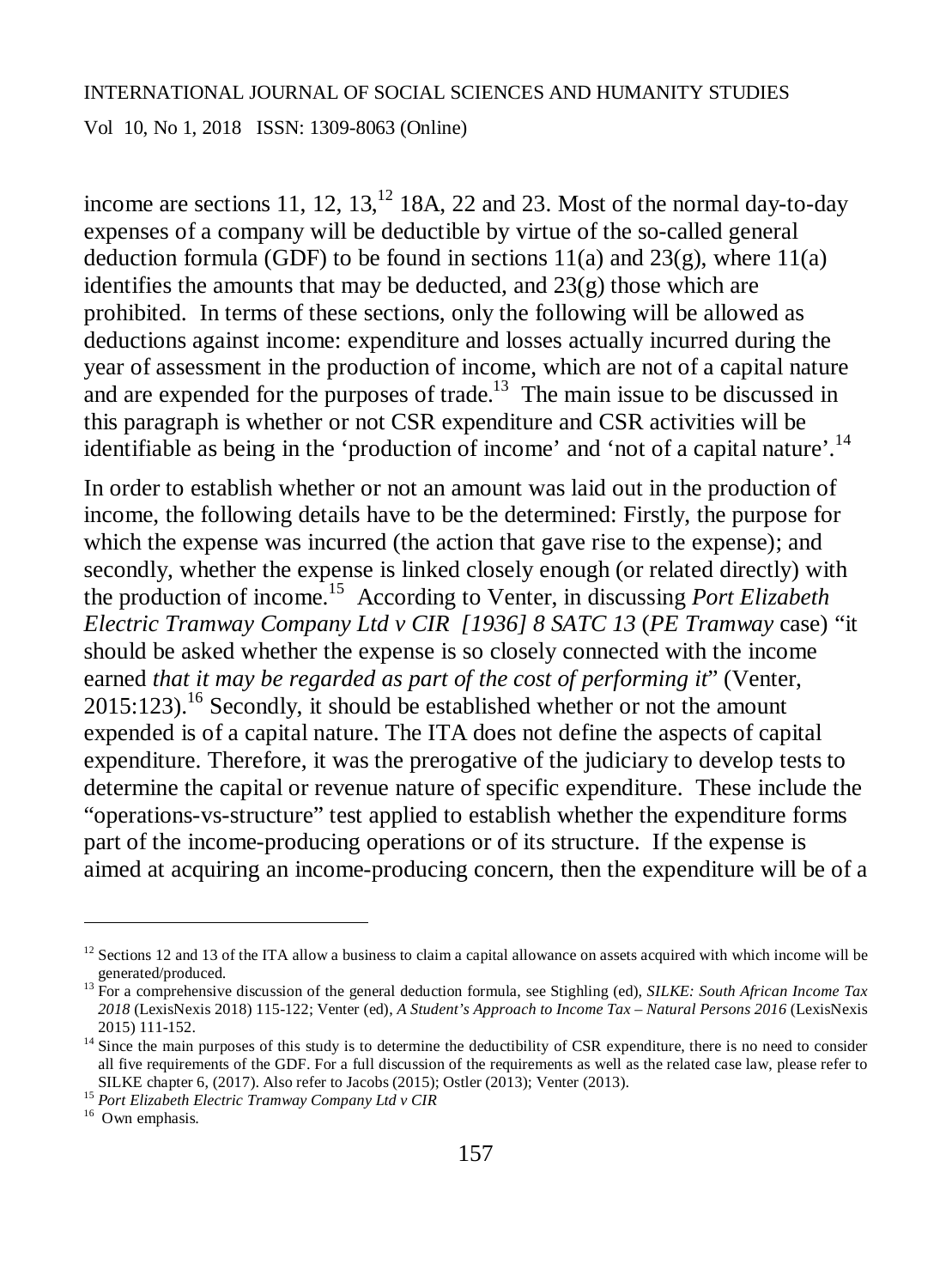income are sections 11, 12, 13,[12] 18A, 22 and 23. Most of the normal day-to-day expenses of a company will be deductible by virtue of the so-called general deduction formula (GDF) to be found in sections 11(a) and 23(g), where 11(a) identifies the amounts that may be deducted, and 23(g) those which are prohibited. In terms of these sections, only the following will be allowed as deductions against income: expenditure and losses actually incurred during the year of assessment in the production of income, which are not of a capital nature and are expended for the purposes of trade.[13] The main issue to be discussed in this paragraph is whether or not CSR expenditure and CSR activities will be identifiable as being in the 'production of income' and 'not of a capital nature'.[14]

In order to establish whether or not an amount was laid out in the production of income, the following details have to be the determined: Firstly, the purpose for which the expense was incurred (the action that gave rise to the expense); and secondly, whether the expense is linked closely enough (or related directly) with the production of income.[15] According to Venter, in discussing *Port Elizabeth Electric Tramway Company Ltd v CIR [1936] 8 SATC 13* (*PE Tramway* case) "it should be asked whether the expense is so closely connected with the income earned *that it may be regarded as part of the cost of performing it*" (Venter, 2015:123).[16] Secondly, it should be established whether or not the amount expended is of a capital nature. The ITA does not define the aspects of capital expenditure. Therefore, it was the prerogative of the judiciary to develop tests to determine the capital or revenue nature of specific expenditure. These include the "operations-vs-structure" test applied to establish whether the expenditure forms part of the income-producing operations or of its structure. If the expense is aimed at acquiring an income-producing concern, then the expenditure will be of a

---

[12] Sections 12 and 13 of the ITA allow a business to claim a capital allowance on assets acquired with which income will be generated/produced.

[13] For a comprehensive discussion of the general deduction formula, see Stighling (ed), *SILKE: South African Income Tax 2018* (LexisNexis 2018) 115-122; Venter (ed), *A Student's Approach to Income Tax – Natural Persons 2016* (LexisNexis 2015) 111-152.

[14] Since the main purposes of this study is to determine the deductibility of CSR expenditure, there is no need to consider all five requirements of the GDF. For a full discussion of the requirements as well as the related case law, please refer to SILKE chapter 6, (2017). Also refer to Jacobs (2015); Ostler (2013); Venter (2013).

[15] *Port Elizabeth Electric Tramway Company Ltd v CIR*

[16] Own emphasis.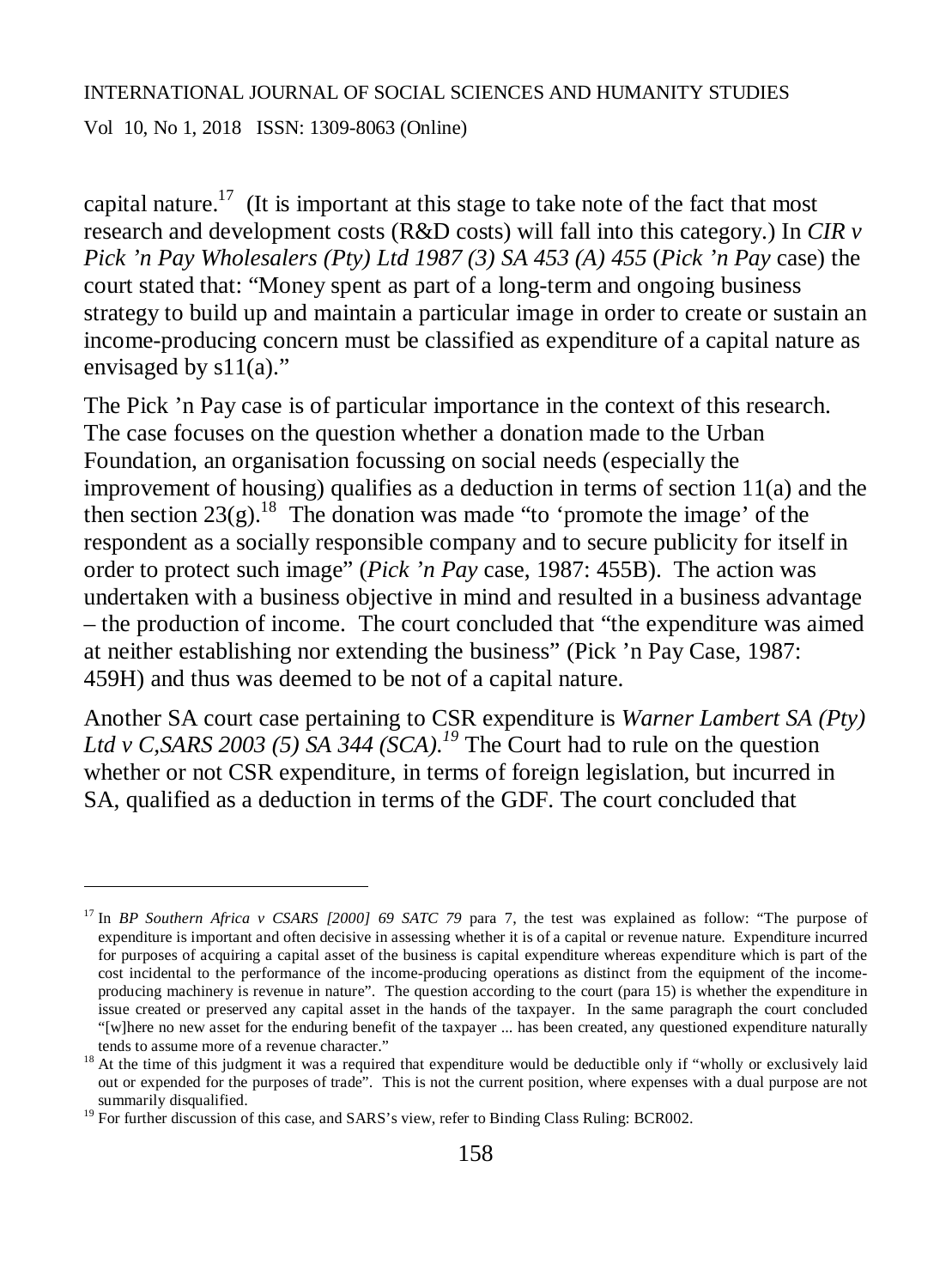capital nature.[17] (It is important at this stage to take note of the fact that most research and development costs (R&D costs) will fall into this category.) In *CIR v Pick 'n Pay Wholesalers (Pty) Ltd 1987 (3) SA 453 (A) 455* (*Pick 'n Pay* case) the court stated that: "Money spent as part of a long-term and ongoing business strategy to build up and maintain a particular image in order to create or sustain an income-producing concern must be classified as expenditure of a capital nature as envisaged by s11(a)."

The Pick 'n Pay case is of particular importance in the context of this research. The case focuses on the question whether a donation made to the Urban Foundation, an organisation focussing on social needs (especially the improvement of housing) qualifies as a deduction in terms of section 11(a) and the then section 23(g).[18] The donation was made "to 'promote the image' of the respondent as a socially responsible company and to secure publicity for itself in order to protect such image" (*Pick 'n Pay* case, 1987: 455B). The action was undertaken with a business objective in mind and resulted in a business advantage – the production of income. The court concluded that "the expenditure was aimed at neither establishing nor extending the business" (Pick 'n Pay Case, 1987: 459H) and thus was deemed to be not of a capital nature.

Another SA court case pertaining to CSR expenditure is *Warner Lambert SA (Pty) Ltd v C,SARS 2003 (5) SA 344 (SCA).*[19] The Court had to rule on the question whether or not CSR expenditure, in terms of foreign legislation, but incurred in SA, qualified as a deduction in terms of the GDF. The court concluded that

---

[17] In *BP Southern Africa v CSARS [2000] 69 SATC 79* para 7, the test was explained as follow: "The purpose of expenditure is important and often decisive in assessing whether it is of a capital or revenue nature. Expenditure incurred for purposes of acquiring a capital asset of the business is capital expenditure whereas expenditure which is part of the cost incidental to the performance of the income-producing operations as distinct from the equipment of the income-producing machinery is revenue in nature". The question according to the court (para 15) is whether the expenditure in issue created or preserved any capital asset in the hands of the taxpayer. In the same paragraph the court concluded "[w]here no new asset for the enduring benefit of the taxpayer ... has been created, any questioned expenditure naturally tends to assume more of a revenue character."

[18] At the time of this judgment it was a required that expenditure would be deductible only if "wholly or exclusively laid out or expended for the purposes of trade". This is not the current position, where expenses with a dual purpose are not summarily disqualified.

[19] For further discussion of this case, and SARS's view, refer to Binding Class Ruling: BCR002.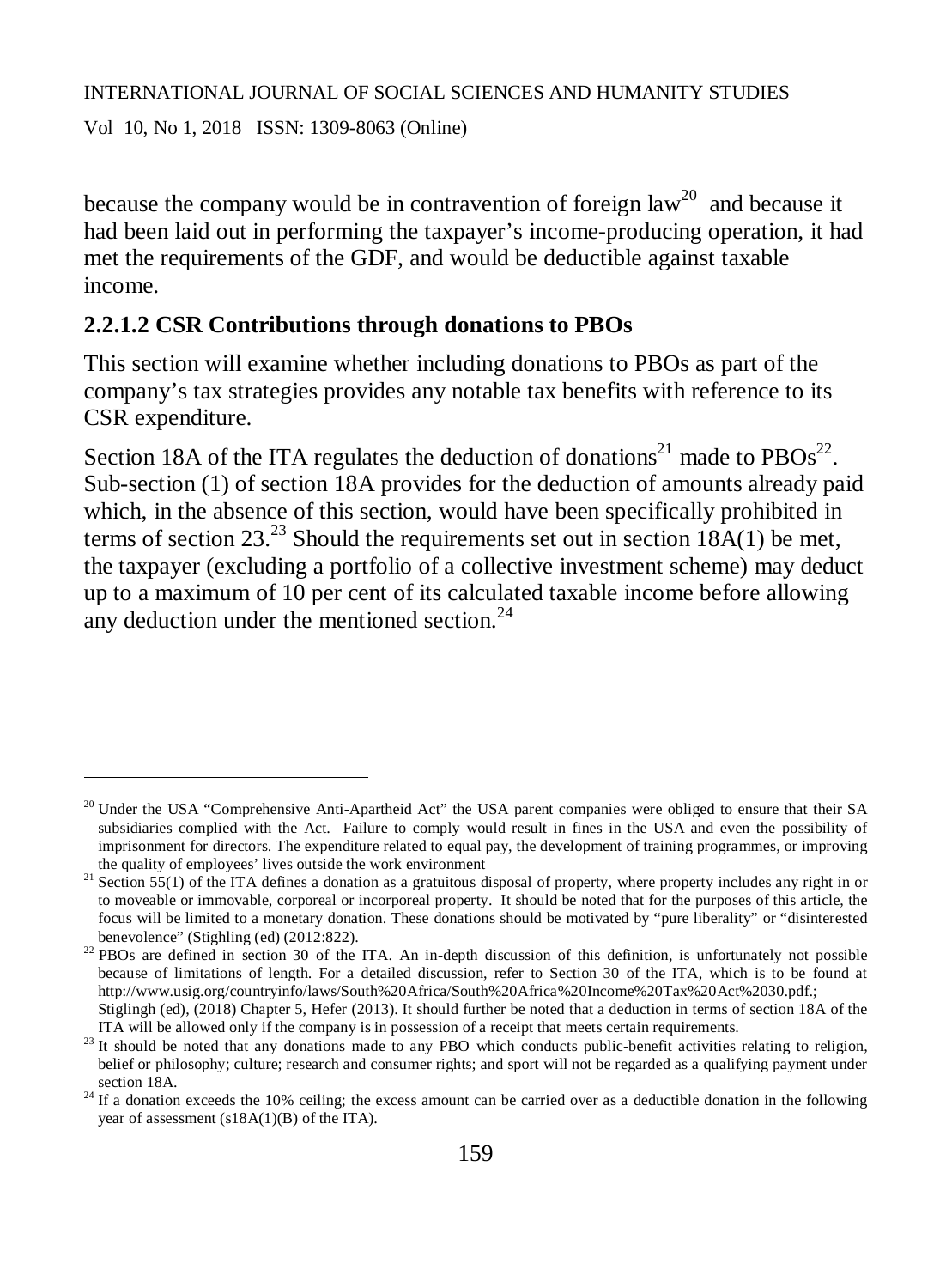because the company would be in contravention of foreign law[20] and because it had been laid out in performing the taxpayer's income-producing operation, it had met the requirements of the GDF, and would be deductible against taxable income.

### 2.2.1.2 CSR Contributions through donations to PBOs

This section will examine whether including donations to PBOs as part of the company's tax strategies provides any notable tax benefits with reference to its CSR expenditure.

Section 18A of the ITA regulates the deduction of donations[21] made to PBOs[22]. Sub-section (1) of section 18A provides for the deduction of amounts already paid which, in the absence of this section, would have been specifically prohibited in terms of section 23.[23] Should the requirements set out in section 18A(1) be met, the taxpayer (excluding a portfolio of a collective investment scheme) may deduct up to a maximum of 10 per cent of its calculated taxable income before allowing any deduction under the mentioned section.[24]

---

[20] Under the USA "Comprehensive Anti-Apartheid Act" the USA parent companies were obliged to ensure that their SA subsidiaries complied with the Act. Failure to comply would result in fines in the USA and even the possibility of imprisonment for directors. The expenditure related to equal pay, the development of training programmes, or improving the quality of employees' lives outside the work environment

[21] Section 55(1) of the ITA defines a donation as a gratuitous disposal of property, where property includes any right in or to moveable or immovable, corporeal or incorporeal property. It should be noted that for the purposes of this article, the focus will be limited to a monetary donation. These donations should be motivated by "pure liberality" or "disinterested benevolence" (Stighling (ed) (2012:822).

[22] PBOs are defined in section 30 of the ITA. An in-depth discussion of this definition, is unfortunately not possible because of limitations of length. For a detailed discussion, refer to Section 30 of the ITA, which is to be found at http://www.usig.org/countryinfo/laws/South%20Africa/South%20Africa%20Income%20Tax%20Act%2030.pdf.; Stiglingh (ed), (2018) Chapter 5, Hefer (2013). It should further be noted that a deduction in terms of section 18A of the ITA will be allowed only if the company is in possession of a receipt that meets certain requirements.

[23] It should be noted that any donations made to any PBO which conducts public-benefit activities relating to religion, belief or philosophy; culture; research and consumer rights; and sport will not be regarded as a qualifying payment under section 18A.

[24] If a donation exceeds the 10% ceiling; the excess amount can be carried over as a deductible donation in the following year of assessment (s18A(1)(B) of the ITA).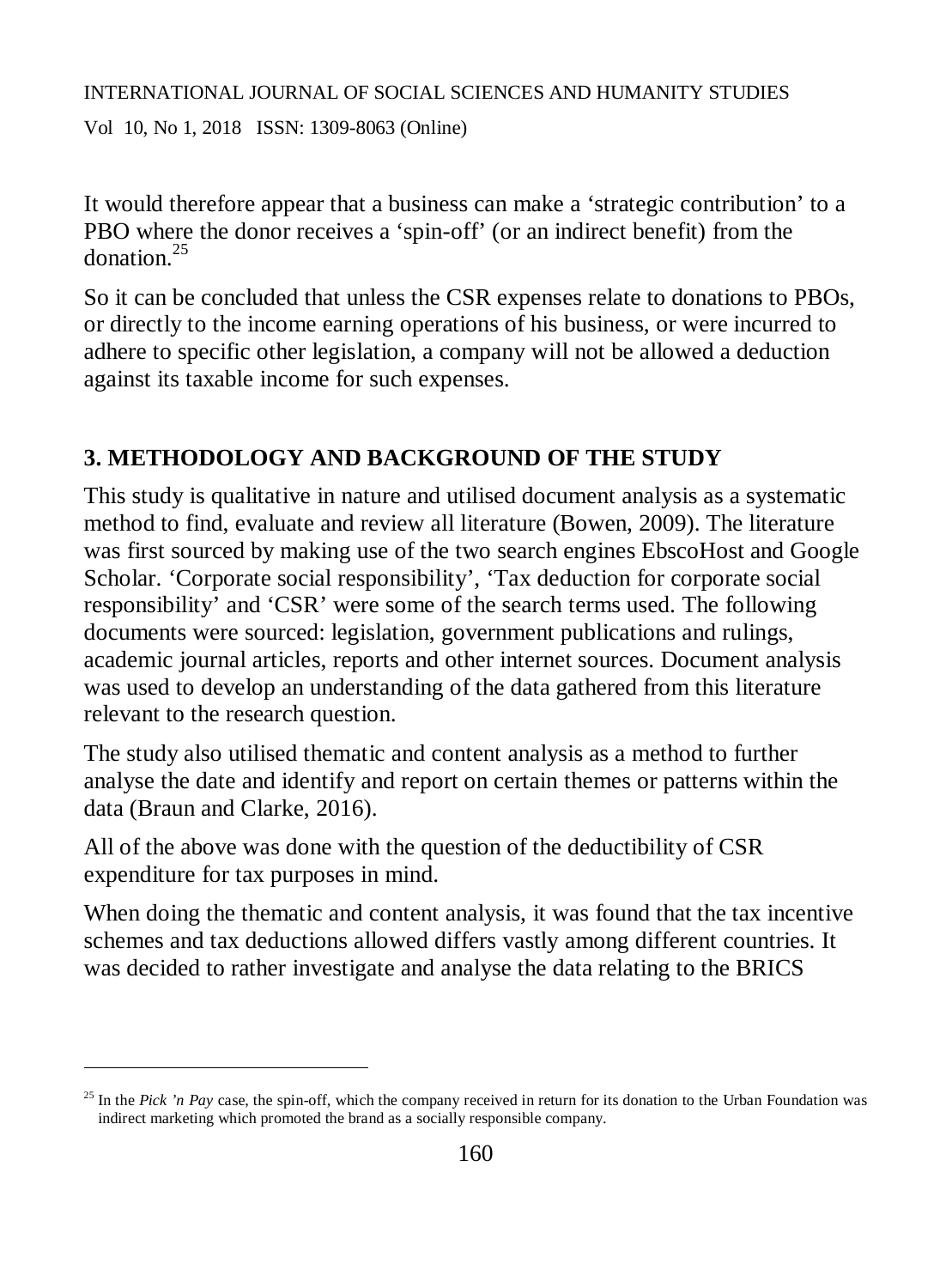It would therefore appear that a business can make a 'strategic contribution' to a PBO where the donor receives a 'spin-off' (or an indirect benefit) from the donation.[25]

So it can be concluded that unless the CSR expenses relate to donations to PBOs, or directly to the income earning operations of his business, or were incurred to adhere to specific other legislation, a company will not be allowed a deduction against its taxable income for such expenses.

## 3. METHODOLOGY AND BACKGROUND OF THE STUDY

This study is qualitative in nature and utilised document analysis as a systematic method to find, evaluate and review all literature (Bowen, 2009). The literature was first sourced by making use of the two search engines EbscoHost and Google Scholar. 'Corporate social responsibility', 'Tax deduction for corporate social responsibility' and 'CSR' were some of the search terms used. The following documents were sourced: legislation, government publications and rulings, academic journal articles, reports and other internet sources. Document analysis was used to develop an understanding of the data gathered from this literature relevant to the research question.

The study also utilised thematic and content analysis as a method to further analyse the date and identify and report on certain themes or patterns within the data (Braun and Clarke, 2016).

All of the above was done with the question of the deductibility of CSR expenditure for tax purposes in mind.

When doing the thematic and content analysis, it was found that the tax incentive schemes and tax deductions allowed differs vastly among different countries. It was decided to rather investigate and analyse the data relating to the BRICS

---

[25] In the *Pick 'n Pay* case, the spin-off, which the company received in return for its donation to the Urban Foundation was indirect marketing which promoted the brand as a socially responsible company.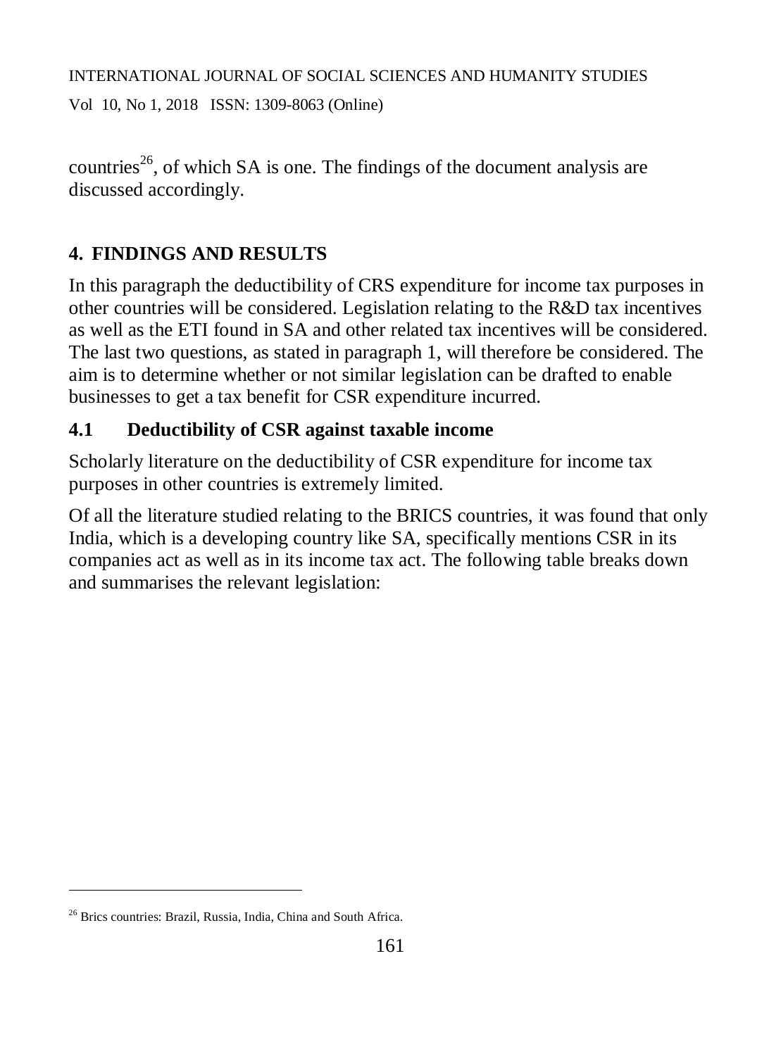countries[26], of which SA is one. The findings of the document analysis are discussed accordingly.

## 4. FINDINGS AND RESULTS

In this paragraph the deductibility of CRS expenditure for income tax purposes in other countries will be considered. Legislation relating to the R&D tax incentives as well as the ETI found in SA and other related tax incentives will be considered. The last two questions, as stated in paragraph 1, will therefore be considered. The aim is to determine whether or not similar legislation can be drafted to enable businesses to get a tax benefit for CSR expenditure incurred.

### 4.1 Deductibility of CSR against taxable income

Scholarly literature on the deductibility of CSR expenditure for income tax purposes in other countries is extremely limited.

Of all the literature studied relating to the BRICS countries, it was found that only India, which is a developing country like SA, specifically mentions CSR in its companies act as well as in its income tax act. The following table breaks down and summarises the relevant legislation:

[26] Brics countries: Brazil, Russia, India, China and South Africa.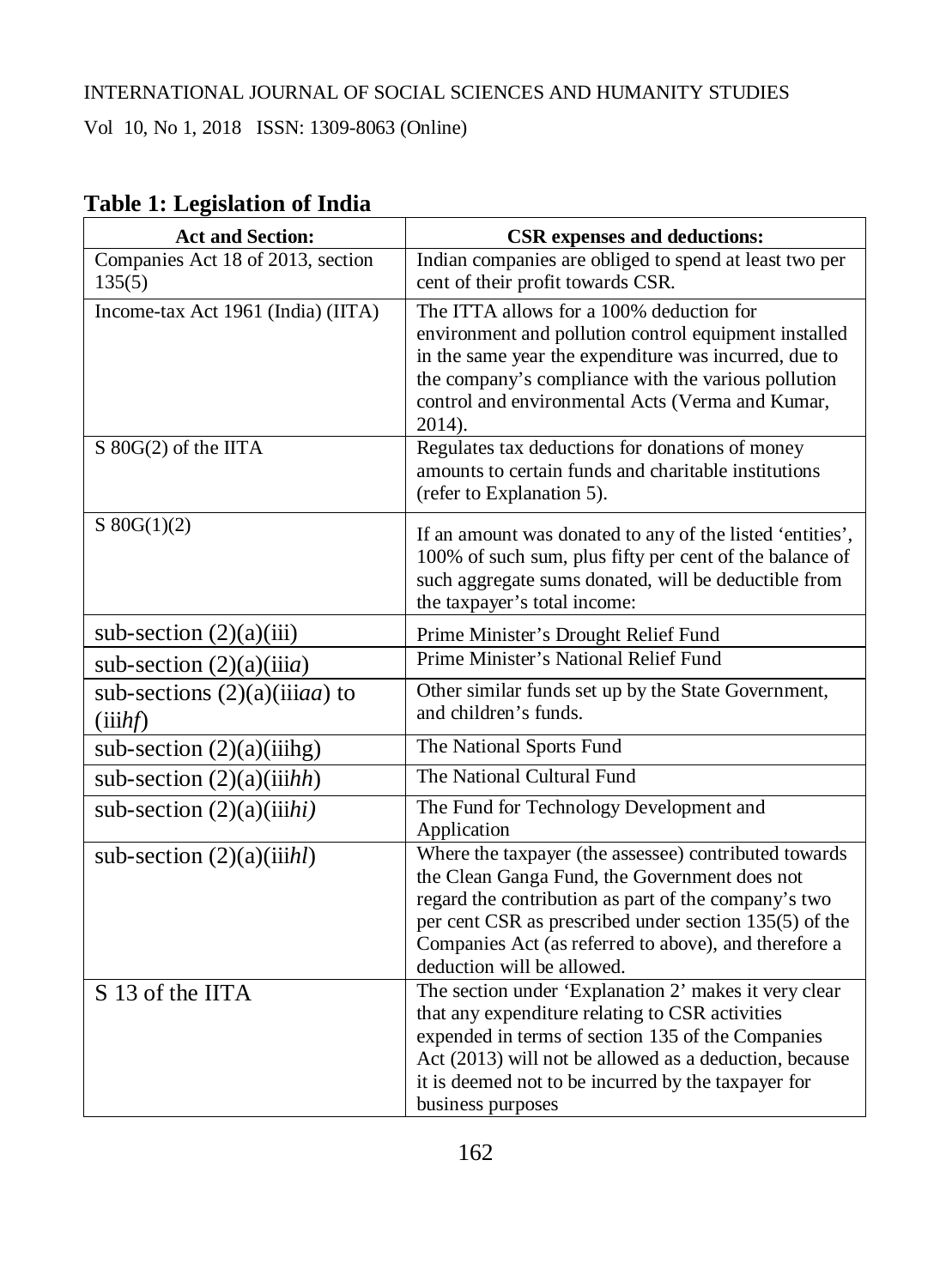**Table 1: Legislation of India**

| Act and Section: | CSR expenses and deductions: |
|---|---|
| Companies Act 18 of 2013, section 135(5) | Indian companies are obliged to spend at least two per cent of their profit towards CSR. |
| Income-tax Act 1961 (India) (IITA) | The ITTA allows for a 100% deduction for environment and pollution control equipment installed in the same year the expenditure was incurred, due to the company's compliance with the various pollution control and environmental Acts (Verma and Kumar, 2014). |
| S 80G(2) of the IITA | Regulates tax deductions for donations of money amounts to certain funds and charitable institutions (refer to Explanation 5). |
| S 80G(1)(2) | If an amount was donated to any of the listed 'entities', 100% of such sum, plus fifty per cent of the balance of such aggregate sums donated, will be deductible from the taxpayer's total income: |
| sub-section (2)(a)(iii) | Prime Minister's Drought Relief Fund |
| sub-section (2)(a)(iii*a*) | Prime Minister's National Relief Fund |
| sub-sections (2)(a)(iii*aa*) to (iii*hf*) | Other similar funds set up by the State Government, and children's funds. |
| sub-section (2)(a)(iiihg) | The National Sports Fund |
| sub-section (2)(a)(iii*hh*) | The National Cultural Fund |
| sub-section (2)(a)(iii*hi)* | The Fund for Technology Development and Application |
| sub-section (2)(a)(iii*hl*) | Where the taxpayer (the assessee) contributed towards the Clean Ganga Fund, the Government does not regard the contribution as part of the company's two per cent CSR as prescribed under section 135(5) of the Companies Act (as referred to above), and therefore a deduction will be allowed. |
| S 13 of the IITA | The section under 'Explanation 2' makes it very clear that any expenditure relating to CSR activities expended in terms of section 135 of the Companies Act (2013) will not be allowed as a deduction, because it is deemed not to be incurred by the taxpayer for business purposes |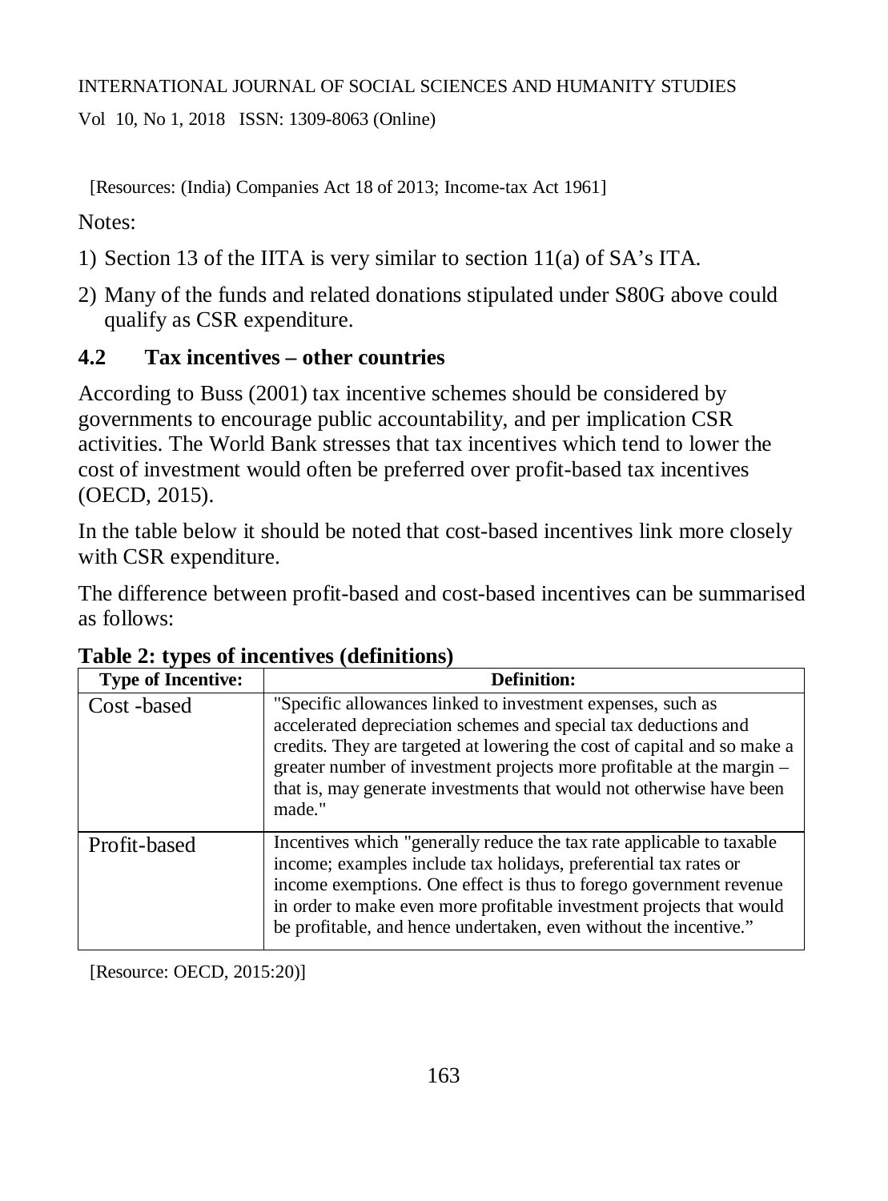[Resources: (India) Companies Act 18 of 2013; Income-tax Act 1961]

Notes:

1) Section 13 of the IITA is very similar to section 11(a) of SA's ITA.
2) Many of the funds and related donations stipulated under S80G above could qualify as CSR expenditure.

## 4.2 Tax incentives – other countries

According to Buss (2001) tax incentive schemes should be considered by governments to encourage public accountability, and per implication CSR activities. The World Bank stresses that tax incentives which tend to lower the cost of investment would often be preferred over profit-based tax incentives (OECD, 2015).

In the table below it should be noted that cost-based incentives link more closely with CSR expenditure.

The difference between profit-based and cost-based incentives can be summarised as follows:

**Table 2: types of incentives (definitions)**

| Type of Incentive: | Definition: |
|---|---|
| Cost -based | "Specific allowances linked to investment expenses, such as accelerated depreciation schemes and special tax deductions and credits. They are targeted at lowering the cost of capital and so make a greater number of investment projects more profitable at the margin – that is, may generate investments that would not otherwise have been made." |
| Profit-based | Incentives which "generally reduce the tax rate applicable to taxable income; examples include tax holidays, preferential tax rates or income exemptions. One effect is thus to forego government revenue in order to make even more profitable investment projects that would be profitable, and hence undertaken, even without the incentive." |

[Resource: OECD, 2015:20)]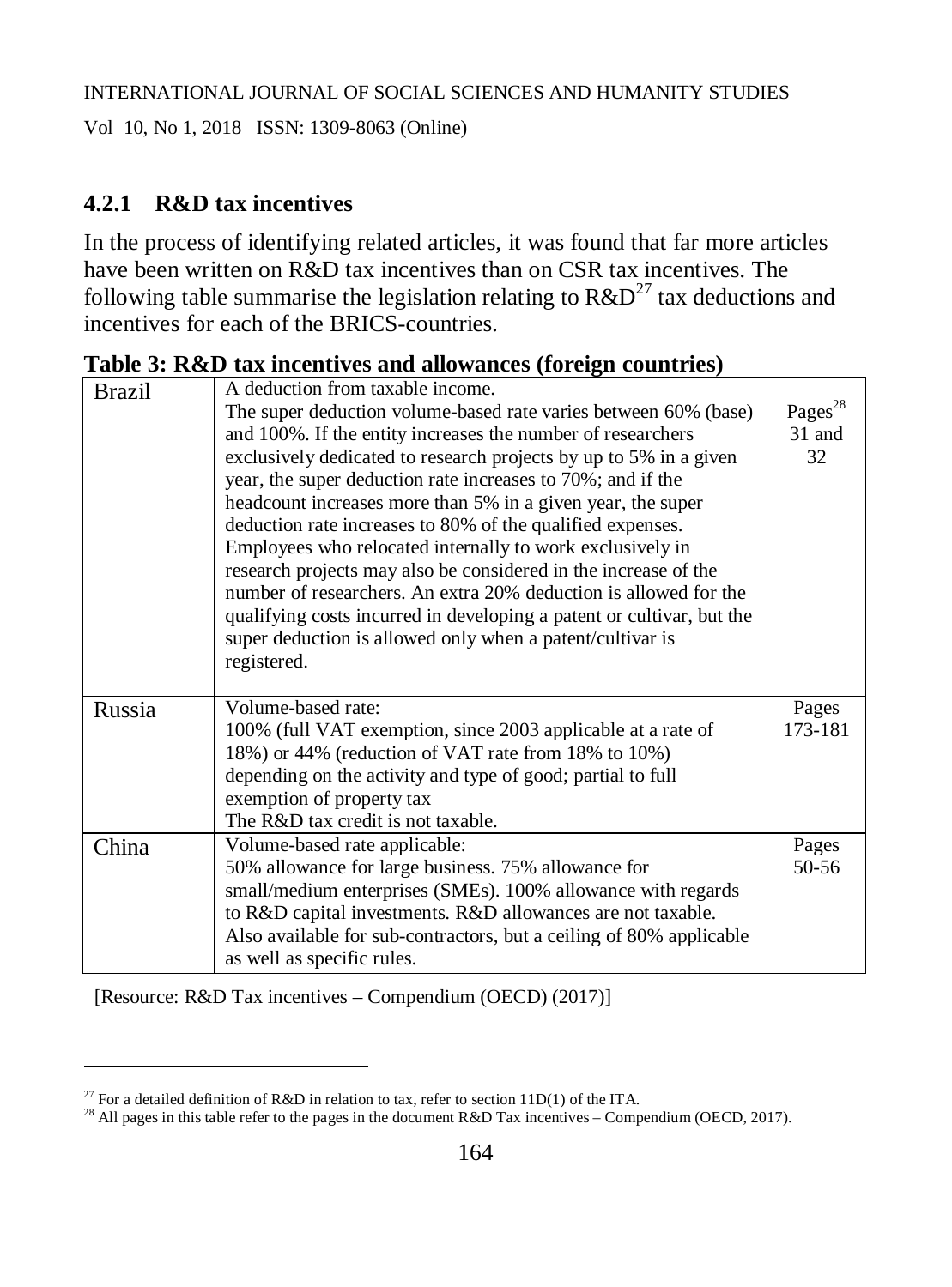### 4.2.1 R&D tax incentives

In the process of identifying related articles, it was found that far more articles have been written on R&D tax incentives than on CSR tax incentives. The following table summarise the legislation relating to R&D[27] tax deductions and incentives for each of the BRICS-countries.

**Table 3: R&D tax incentives and allowances (foreign countries)**

| | | |
|---|---|---|
| Brazil | A deduction from taxable income.<br>The super deduction volume-based rate varies between 60% (base) and 100%. If the entity increases the number of researchers exclusively dedicated to research projects by up to 5% in a given year, the super deduction rate increases to 70%; and if the headcount increases more than 5% in a given year, the super deduction rate increases to 80% of the qualified expenses. Employees who relocated internally to work exclusively in research projects may also be considered in the increase of the number of researchers. An extra 20% deduction is allowed for the qualifying costs incurred in developing a patent or cultivar, but the super deduction is allowed only when a patent/cultivar is registered. | Pages[28] 31 and 32 |
| Russia | Volume-based rate:<br>100% (full VAT exemption, since 2003 applicable at a rate of 18%) or 44% (reduction of VAT rate from 18% to 10%) depending on the activity and type of good; partial to full exemption of property tax<br>The R&D tax credit is not taxable. | Pages 173-181 |
| China | Volume-based rate applicable:<br>50% allowance for large business. 75% allowance for small/medium enterprises (SMEs). 100% allowance with regards to R&D capital investments. R&D allowances are not taxable. Also available for sub-contractors, but a ceiling of 80% applicable as well as specific rules. | Pages 50-56 |

[Resource: R&D Tax incentives – Compendium (OECD) (2017)]

---

[27] For a detailed definition of R&D in relation to tax, refer to section 11D(1) of the ITA.

[28] All pages in this table refer to the pages in the document R&D Tax incentives – Compendium (OECD, 2017).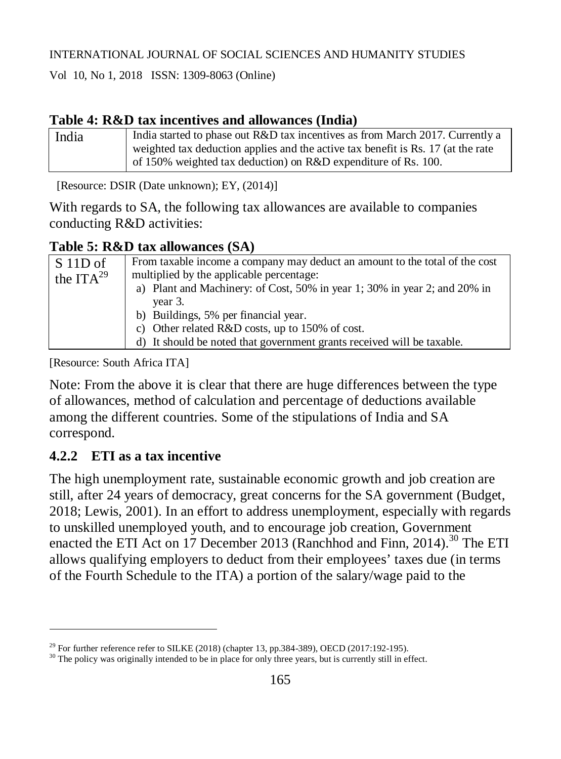**Table 4: R&D tax incentives and allowances (India)**

| | |
|---|---|
| India | India started to phase out R&D tax incentives as from March 2017. Currently a weighted tax deduction applies and the active tax benefit is Rs. 17 (at the rate of 150% weighted tax deduction) on R&D expenditure of Rs. 100. |

[Resource: DSIR (Date unknown); EY, (2014)]

With regards to SA, the following tax allowances are available to companies conducting R&D activities:

**Table 5: R&D tax allowances (SA)**

| | |
|---|---|
| S 11D of the ITA[29] | From taxable income a company may deduct an amount to the total of the cost multiplied by the applicable percentage:<br>a) Plant and Machinery: of Cost, 50% in year 1; 30% in year 2; and 20% in year 3.<br>b) Buildings, 5% per financial year.<br>c) Other related R&D costs, up to 150% of cost.<br>d) It should be noted that government grants received will be taxable. |

[Resource: South Africa ITA]

Note: From the above it is clear that there are huge differences between the type of allowances, method of calculation and percentage of deductions available among the different countries. Some of the stipulations of India and SA correspond.

### 4.2.2 ETI as a tax incentive

The high unemployment rate, sustainable economic growth and job creation are still, after 24 years of democracy, great concerns for the SA government (Budget, 2018; Lewis, 2001). In an effort to address unemployment, especially with regards to unskilled unemployed youth, and to encourage job creation, Government enacted the ETI Act on 17 December 2013 (Ranchhod and Finn, 2014).[30] The ETI allows qualifying employers to deduct from their employees' taxes due (in terms of the Fourth Schedule to the ITA) a portion of the salary/wage paid to the

---

[29] For further reference refer to SILKE (2018) (chapter 13, pp.384-389), OECD (2017:192-195).

[30] The policy was originally intended to be in place for only three years, but is currently still in effect.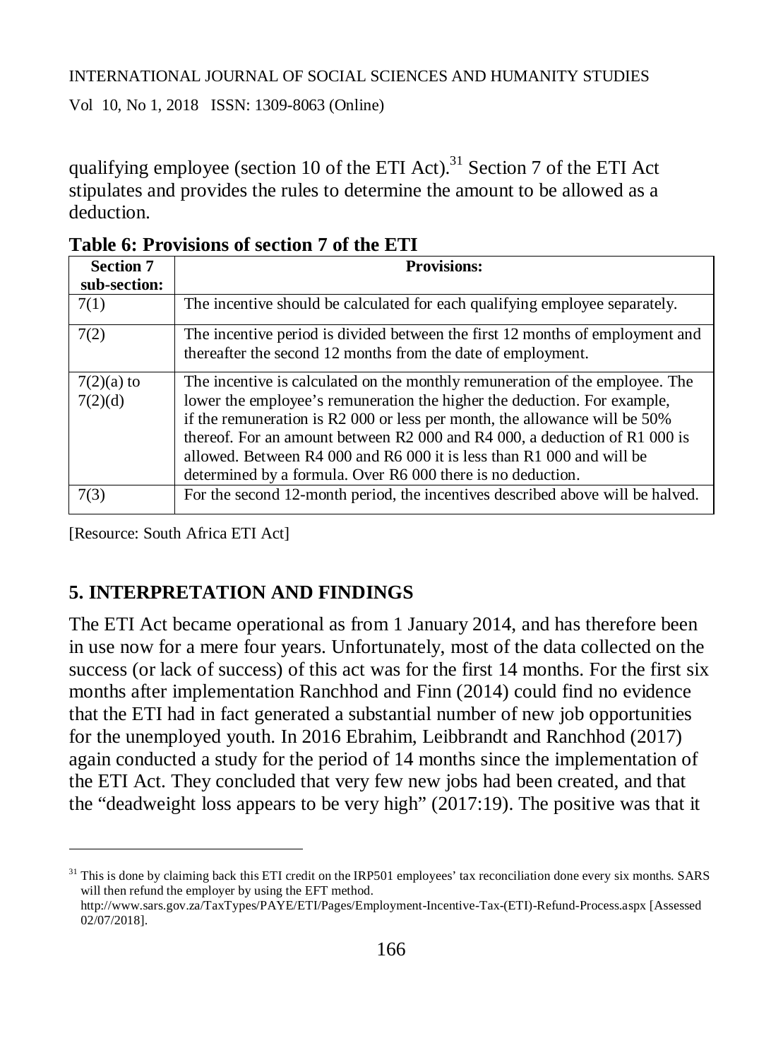qualifying employee (section 10 of the ETI Act).[31] Section 7 of the ETI Act stipulates and provides the rules to determine the amount to be allowed as a deduction.

**Table 6: Provisions of section 7 of the ETI**

| Section 7 sub-section: | Provisions: |
|---|---|
| 7(1) | The incentive should be calculated for each qualifying employee separately. |
| 7(2) | The incentive period is divided between the first 12 months of employment and thereafter the second 12 months from the date of employment. |
| 7(2)(a) to 7(2)(d) | The incentive is calculated on the monthly remuneration of the employee. The lower the employee's remuneration the higher the deduction. For example, if the remuneration is R2 000 or less per month, the allowance will be 50% thereof. For an amount between R2 000 and R4 000, a deduction of R1 000 is allowed. Between R4 000 and R6 000 it is less than R1 000 and will be determined by a formula. Over R6 000 there is no deduction. |
| 7(3) | For the second 12-month period, the incentives described above will be halved. |

[Resource: South Africa ETI Act]

## 5. INTERPRETATION AND FINDINGS

The ETI Act became operational as from 1 January 2014, and has therefore been in use now for a mere four years. Unfortunately, most of the data collected on the success (or lack of success) of this act was for the first 14 months. For the first six months after implementation Ranchhod and Finn (2014) could find no evidence that the ETI had in fact generated a substantial number of new job opportunities for the unemployed youth. In 2016 Ebrahim, Leibbrandt and Ranchhod (2017) again conducted a study for the period of 14 months since the implementation of the ETI Act. They concluded that very few new jobs had been created, and that the "deadweight loss appears to be very high" (2017:19). The positive was that it

[31] This is done by claiming back this ETI credit on the IRP501 employees' tax reconciliation done every six months. SARS will then refund the employer by using the EFT method. http://www.sars.gov.za/TaxTypes/PAYE/ETI/Pages/Employment-Incentive-Tax-(ETI)-Refund-Process.aspx [Assessed 02/07/2018].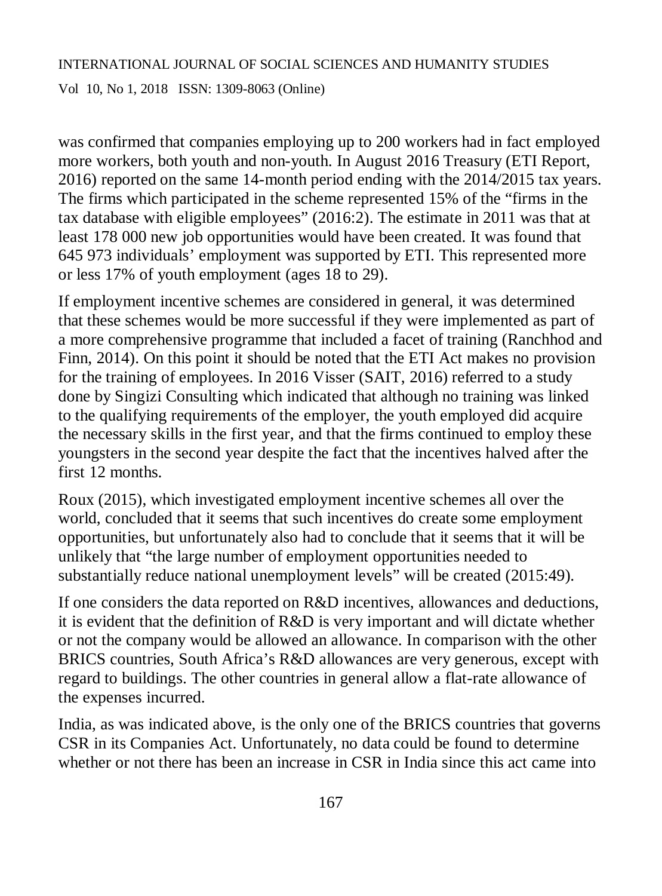was confirmed that companies employing up to 200 workers had in fact employed more workers, both youth and non-youth. In August 2016 Treasury (ETI Report, 2016) reported on the same 14-month period ending with the 2014/2015 tax years. The firms which participated in the scheme represented 15% of the "firms in the tax database with eligible employees" (2016:2). The estimate in 2011 was that at least 178 000 new job opportunities would have been created. It was found that 645 973 individuals' employment was supported by ETI. This represented more or less 17% of youth employment (ages 18 to 29).

If employment incentive schemes are considered in general, it was determined that these schemes would be more successful if they were implemented as part of a more comprehensive programme that included a facet of training (Ranchhod and Finn, 2014). On this point it should be noted that the ETI Act makes no provision for the training of employees. In 2016 Visser (SAIT, 2016) referred to a study done by Singizi Consulting which indicated that although no training was linked to the qualifying requirements of the employer, the youth employed did acquire the necessary skills in the first year, and that the firms continued to employ these youngsters in the second year despite the fact that the incentives halved after the first 12 months.

Roux (2015), which investigated employment incentive schemes all over the world, concluded that it seems that such incentives do create some employment opportunities, but unfortunately also had to conclude that it seems that it will be unlikely that "the large number of employment opportunities needed to substantially reduce national unemployment levels" will be created (2015:49).

If one considers the data reported on R&D incentives, allowances and deductions, it is evident that the definition of R&D is very important and will dictate whether or not the company would be allowed an allowance. In comparison with the other BRICS countries, South Africa's R&D allowances are very generous, except with regard to buildings. The other countries in general allow a flat-rate allowance of the expenses incurred.

India, as was indicated above, is the only one of the BRICS countries that governs CSR in its Companies Act. Unfortunately, no data could be found to determine whether or not there has been an increase in CSR in India since this act came into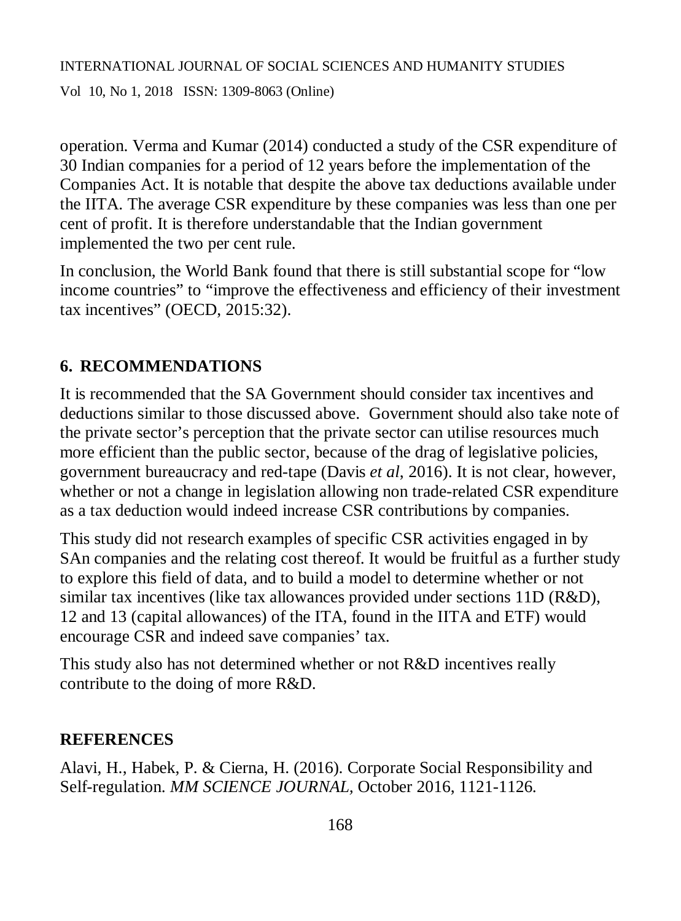operation. Verma and Kumar (2014) conducted a study of the CSR expenditure of 30 Indian companies for a period of 12 years before the implementation of the Companies Act. It is notable that despite the above tax deductions available under the IITA. The average CSR expenditure by these companies was less than one per cent of profit. It is therefore understandable that the Indian government implemented the two per cent rule.

In conclusion, the World Bank found that there is still substantial scope for "low income countries" to "improve the effectiveness and efficiency of their investment tax incentives" (OECD, 2015:32).

## 6. RECOMMENDATIONS

It is recommended that the SA Government should consider tax incentives and deductions similar to those discussed above. Government should also take note of the private sector's perception that the private sector can utilise resources much more efficient than the public sector, because of the drag of legislative policies, government bureaucracy and red-tape (Davis *et al*, 2016). It is not clear, however, whether or not a change in legislation allowing non trade-related CSR expenditure as a tax deduction would indeed increase CSR contributions by companies.

This study did not research examples of specific CSR activities engaged in by SAn companies and the relating cost thereof. It would be fruitful as a further study to explore this field of data, and to build a model to determine whether or not similar tax incentives (like tax allowances provided under sections 11D (R&D), 12 and 13 (capital allowances) of the ITA, found in the IITA and ETF) would encourage CSR and indeed save companies' tax.

This study also has not determined whether or not R&D incentives really contribute to the doing of more R&D.

## REFERENCES

Alavi, H., Habek, P. & Cierna, H. (2016). Corporate Social Responsibility and Self-regulation. *MM SCIENCE JOURNAL*, October 2016, 1121-1126.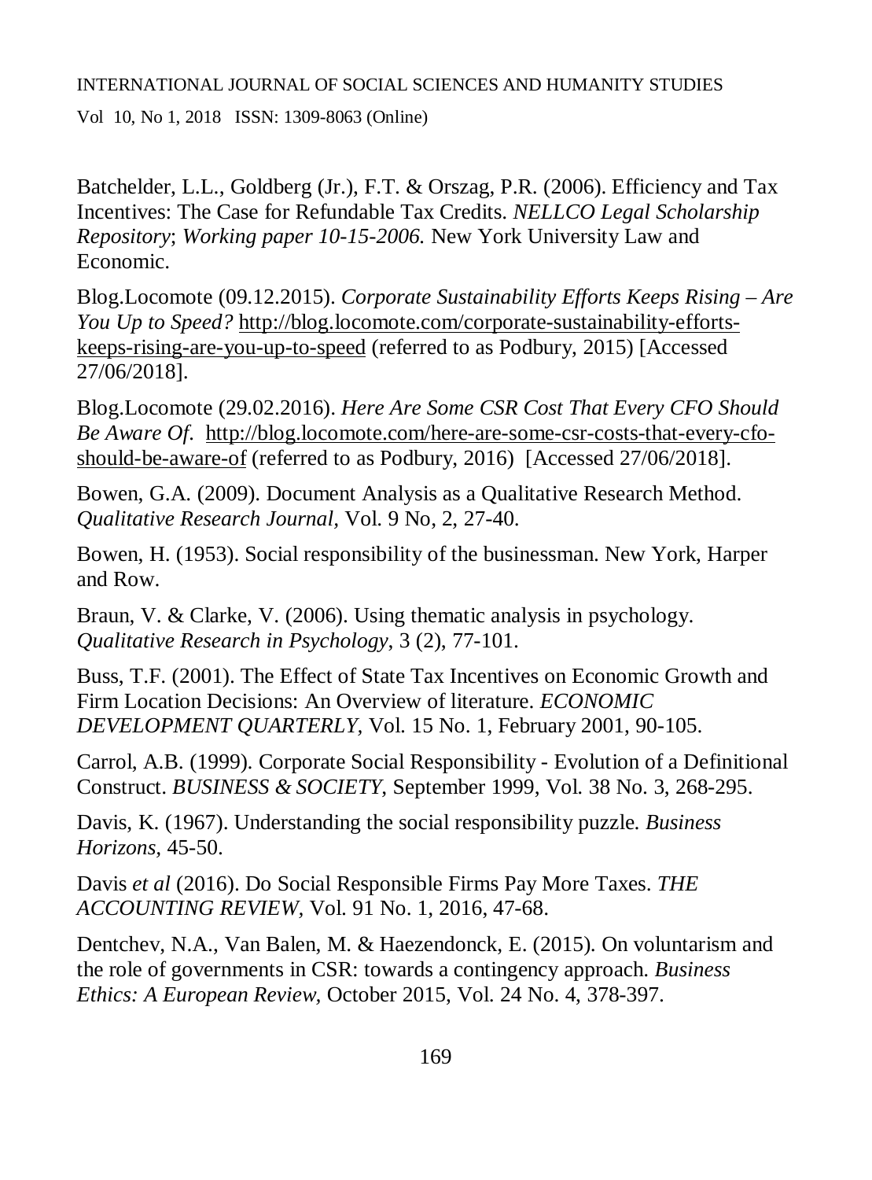Batchelder, L.L., Goldberg (Jr.), F.T. & Orszag, P.R. (2006). Efficiency and Tax Incentives: The Case for Refundable Tax Credits. *NELLCO Legal Scholarship Repository*; *Working paper 10-15-2006.* New York University Law and Economic.

Blog.Locomote (09.12.2015). *Corporate Sustainability Efforts Keeps Rising – Are You Up to Speed?* http://blog.locomote.com/corporate-sustainability-efforts-keeps-rising-are-you-up-to-speed (referred to as Podbury, 2015) [Accessed 27/06/2018].

Blog.Locomote (29.02.2016). *Here Are Some CSR Cost That Every CFO Should Be Aware Of.* http://blog.locomote.com/here-are-some-csr-costs-that-every-cfo-should-be-aware-of (referred to as Podbury, 2016) [Accessed 27/06/2018].

Bowen, G.A. (2009). Document Analysis as a Qualitative Research Method. *Qualitative Research Journal,* Vol. 9 No, 2, 27-40.

Bowen, H. (1953). Social responsibility of the businessman. New York, Harper and Row.

Braun, V. & Clarke, V. (2006). Using thematic analysis in psychology. *Qualitative Research in Psychology,* 3 (2), 77-101.

Buss, T.F. (2001). The Effect of State Tax Incentives on Economic Growth and Firm Location Decisions: An Overview of literature. *ECONOMIC DEVELOPMENT QUARTERLY,* Vol. 15 No. 1, February 2001, 90-105.

Carrol, A.B. (1999). Corporate Social Responsibility - Evolution of a Definitional Construct. *BUSINESS & SOCIETY,* September 1999, Vol. 38 No. 3, 268-295.

Davis, K. (1967). Understanding the social responsibility puzzle. *Business Horizons,* 45-50.

Davis *et al* (2016). Do Social Responsible Firms Pay More Taxes. *THE ACCOUNTING REVIEW,* Vol. 91 No. 1, 2016, 47-68.

Dentchev, N.A., Van Balen, M. & Haezendonck, E. (2015). On voluntarism and the role of governments in CSR: towards a contingency approach. *Business Ethics: A European Review,* October 2015, Vol. 24 No. 4, 378-397.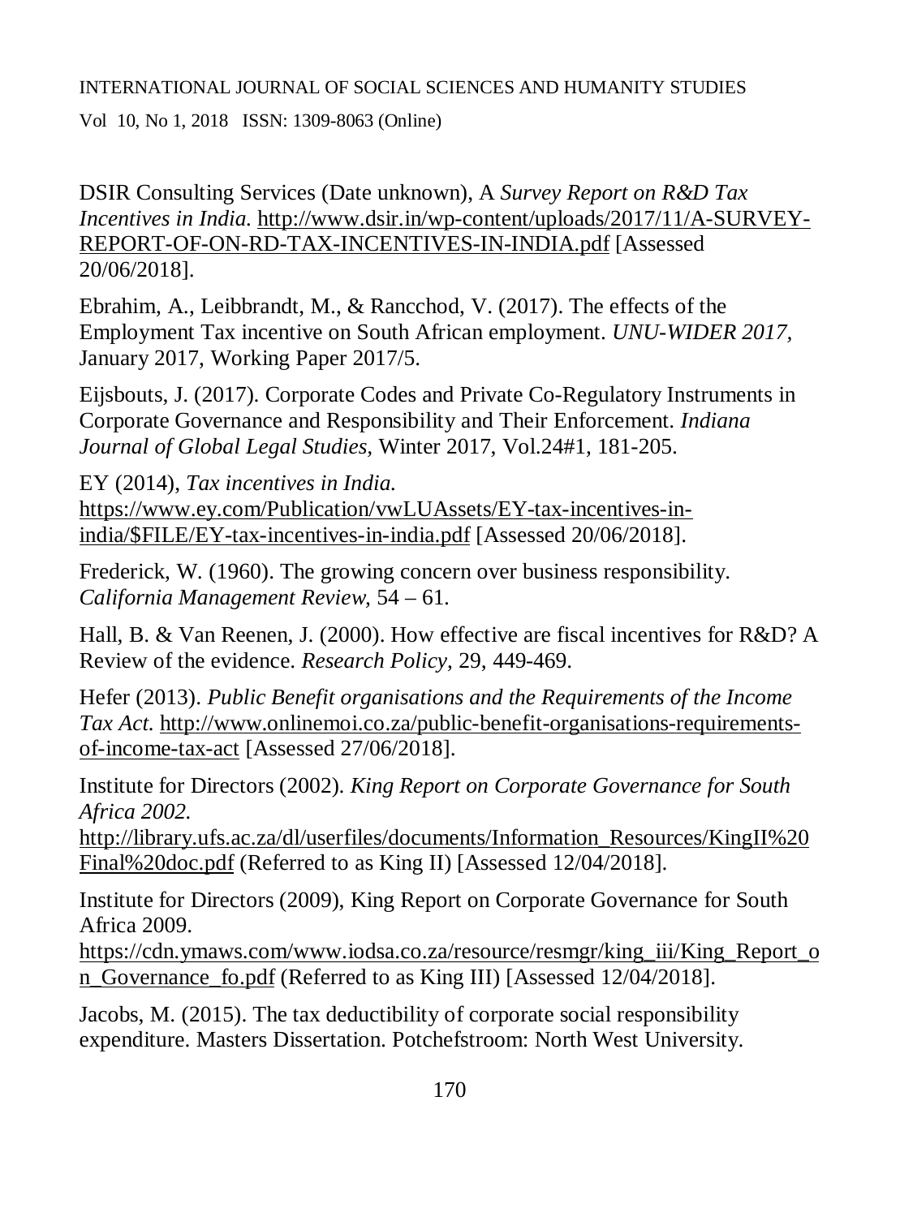DSIR Consulting Services (Date unknown), A *Survey Report on R&D Tax Incentives in India.* http://www.dsir.in/wp-content/uploads/2017/11/A-SURVEY-REPORT-OF-ON-RD-TAX-INCENTIVES-IN-INDIA.pdf [Assessed 20/06/2018].

Ebrahim, A., Leibbrandt, M., & Rancchod, V. (2017). The effects of the Employment Tax incentive on South African employment. *UNU-WIDER 2017,* January 2017, Working Paper 2017/5.

Eijsbouts, J. (2017). Corporate Codes and Private Co-Regulatory Instruments in Corporate Governance and Responsibility and Their Enforcement. *Indiana Journal of Global Legal Studies,* Winter 2017, Vol.24#1, 181-205.

EY (2014), *Tax incentives in India.* https://www.ey.com/Publication/vwLUAssets/EY-tax-incentives-in-india/$FILE/EY-tax-incentives-in-india.pdf [Assessed 20/06/2018].

Frederick, W. (1960). The growing concern over business responsibility. *California Management Review,* 54 – 61.

Hall, B. & Van Reenen, J. (2000). How effective are fiscal incentives for R&D? A Review of the evidence. *Research Policy*, 29, 449-469.

Hefer (2013). *Public Benefit organisations and the Requirements of the Income Tax Act.* http://www.onlinemoi.co.za/public-benefit-organisations-requirements-of-income-tax-act [Assessed 27/06/2018].

Institute for Directors (2002). *King Report on Corporate Governance for South Africa 2002.* http://library.ufs.ac.za/dl/userfiles/documents/Information_Resources/KingII%20Final%20doc.pdf (Referred to as King II) [Assessed 12/04/2018].

Institute for Directors (2009), King Report on Corporate Governance for South Africa 2009. https://cdn.ymaws.com/www.iodsa.co.za/resource/resmgr/king_iii/King_Report_on_Governance_fo.pdf (Referred to as King III) [Assessed 12/04/2018].

Jacobs, M. (2015). The tax deductibility of corporate social responsibility expenditure. Masters Dissertation. Potchefstroom: North West University.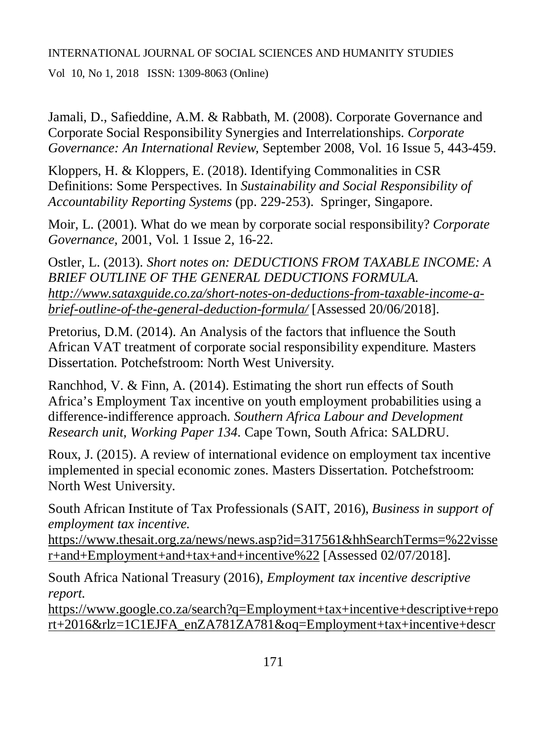Jamali, D., Safieddine, A.M. & Rabbath, M. (2008). Corporate Governance and Corporate Social Responsibility Synergies and Interrelationships. *Corporate Governance: An International Review,* September 2008, Vol. 16 Issue 5, 443-459.

Kloppers, H. & Kloppers, E. (2018). Identifying Commonalities in CSR Definitions: Some Perspectives. In *Sustainability and Social Responsibility of Accountability Reporting Systems* (pp. 229-253). Springer, Singapore.

Moir, L. (2001). What do we mean by corporate social responsibility? *Corporate Governance,* 2001, Vol. 1 Issue 2, 16-22.

Ostler, L. (2013). *Short notes on: DEDUCTIONS FROM TAXABLE INCOME: A BRIEF OUTLINE OF THE GENERAL DEDUCTIONS FORMULA.* http://www.sataxguide.co.za/short-notes-on-deductions-from-taxable-income-a-brief-outline-of-the-general-deduction-formula/ [Assessed 20/06/2018].

Pretorius, D.M. (2014). An Analysis of the factors that influence the South African VAT treatment of corporate social responsibility expenditure. Masters Dissertation. Potchefstroom: North West University.

Ranchhod, V. & Finn, A. (2014). Estimating the short run effects of South Africa's Employment Tax incentive on youth employment probabilities using a difference-indifference approach. *Southern Africa Labour and Development Research unit, Working Paper 134.* Cape Town, South Africa: SALDRU.

Roux, J. (2015). A review of international evidence on employment tax incentive implemented in special economic zones. Masters Dissertation. Potchefstroom: North West University.

South African Institute of Tax Professionals (SAIT, 2016), *Business in support of employment tax incentive.* https://www.thesait.org.za/news/news.asp?id=317561&hhSearchTerms=%22visser+and+Employment+and+tax+and+incentive%22 [Assessed 02/07/2018].

South Africa National Treasury (2016), *Employment tax incentive descriptive report.* https://www.google.co.za/search?q=Employment+tax+incentive+descriptive+report+2016&rlz=1C1EJFA_enZA781ZA781&oq=Employment+tax+incentive+descr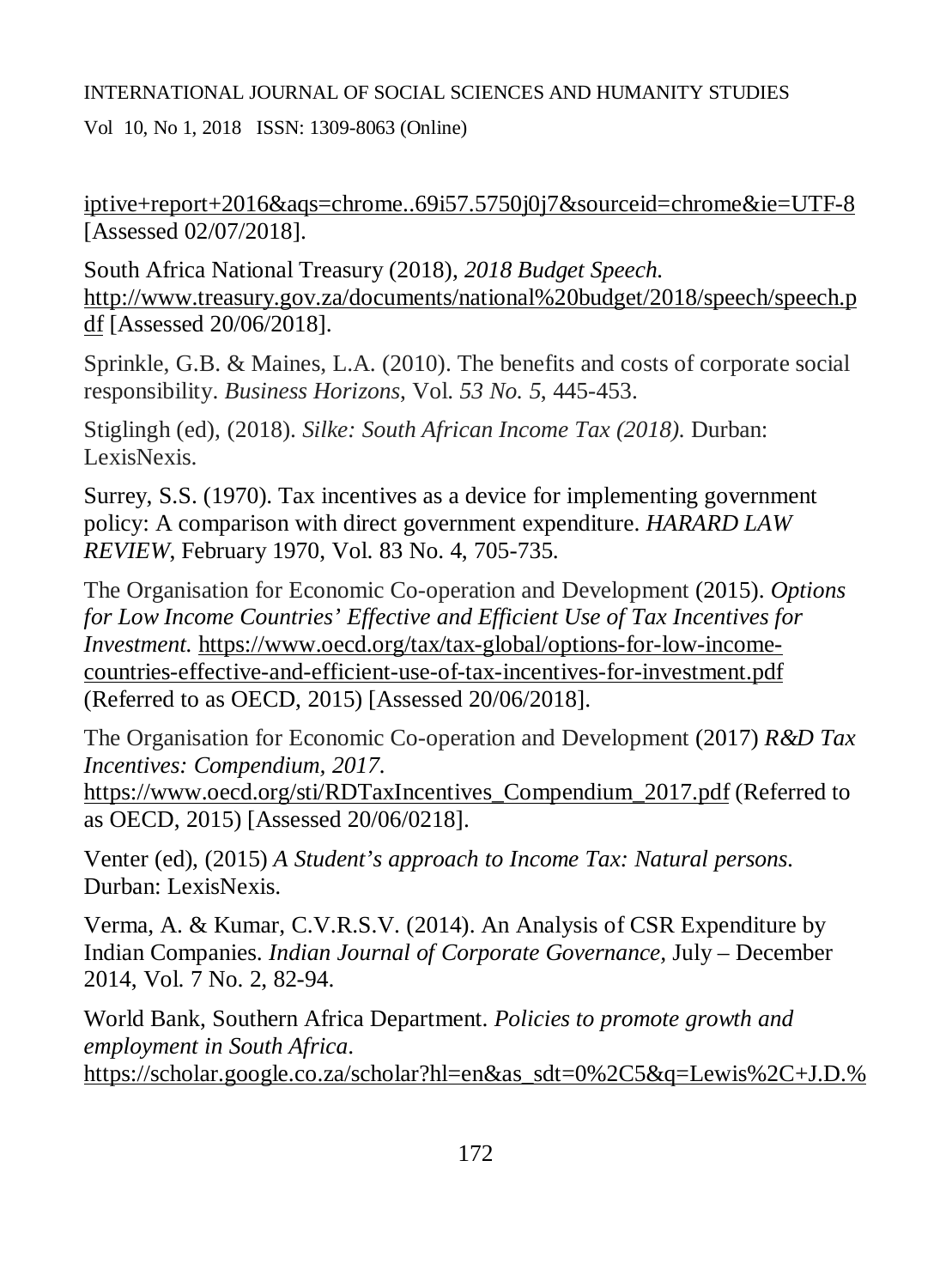iptive+report+2016&aqs=chrome..69i57.5750j0j7&sourceid=chrome&ie=UTF-8 [Assessed 02/07/2018].

South Africa National Treasury (2018), *2018 Budget Speech.* http://www.treasury.gov.za/documents/national%20budget/2018/speech/speech.pdf [Assessed 20/06/2018].

Sprinkle, G.B. & Maines, L.A. (2010). The benefits and costs of corporate social responsibility. *Business Horizons,* Vol. *53 No. 5,* 445-453.

Stiglingh (ed), (2018). *Silke: South African Income Tax (2018).* Durban: LexisNexis.

Surrey, S.S. (1970). Tax incentives as a device for implementing government policy: A comparison with direct government expenditure. *HARARD LAW REVIEW*, February 1970, Vol. 83 No. 4, 705-735.

The Organisation for Economic Co-operation and Development (2015). *Options for Low Income Countries' Effective and Efficient Use of Tax Incentives for Investment.* https://www.oecd.org/tax/tax-global/options-for-low-income-countries-effective-and-efficient-use-of-tax-incentives-for-investment.pdf (Referred to as OECD, 2015) [Assessed 20/06/2018].

The Organisation for Economic Co-operation and Development (2017) *R&D Tax Incentives: Compendium, 2017.* https://www.oecd.org/sti/RDTaxIncentives_Compendium_2017.pdf (Referred to as OECD, 2015) [Assessed 20/06/0218].

Venter (ed), (2015) *A Student's approach to Income Tax: Natural persons.* Durban: LexisNexis.

Verma, A. & Kumar, C.V.R.S.V. (2014). An Analysis of CSR Expenditure by Indian Companies. *Indian Journal of Corporate Governance*, July – December 2014, Vol. 7 No. 2, 82-94.

World Bank, Southern Africa Department. *Policies to promote growth and employment in South Africa*. https://scholar.google.co.za/scholar?hl=en&as_sdt=0%2C5&q=Lewis%2C+J.D.%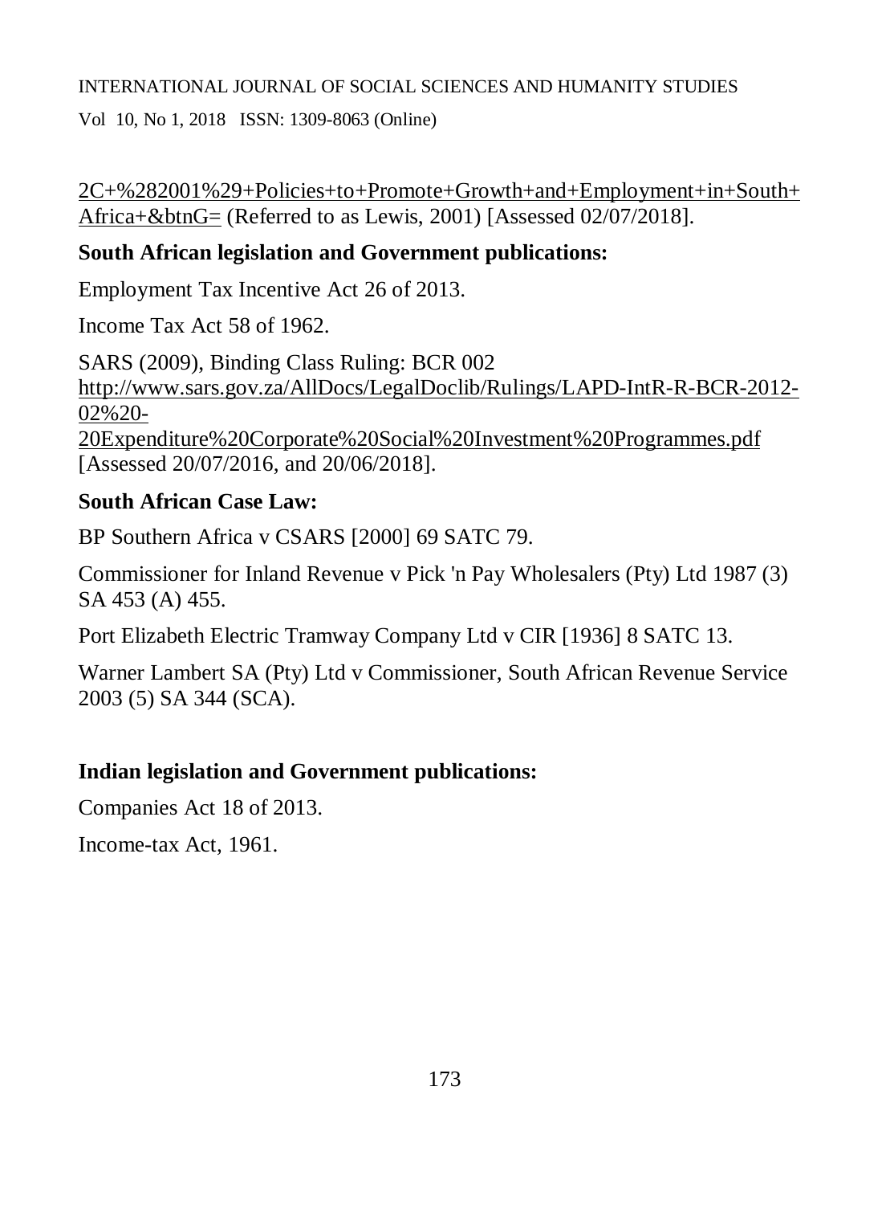2C+%282001%29+Policies+to+Promote+Growth+and+Employment+in+South+Africa+&btnG= (Referred to as Lewis, 2001) [Assessed 02/07/2018].

**South African legislation and Government publications:**

Employment Tax Incentive Act 26 of 2013.

Income Tax Act 58 of 1962.

SARS (2009), Binding Class Ruling: BCR 002 http://www.sars.gov.za/AllDocs/LegalDoclib/Rulings/LAPD-IntR-R-BCR-2012-02%20-20Expenditure%20Corporate%20Social%20Investment%20Programmes.pdf [Assessed 20/07/2016, and 20/06/2018].

**South African Case Law:**

BP Southern Africa v CSARS [2000] 69 SATC 79.

Commissioner for Inland Revenue v Pick 'n Pay Wholesalers (Pty) Ltd 1987 (3) SA 453 (A) 455.

Port Elizabeth Electric Tramway Company Ltd v CIR [1936] 8 SATC 13.

Warner Lambert SA (Pty) Ltd v Commissioner, South African Revenue Service 2003 (5) SA 344 (SCA).

**Indian legislation and Government publications:**

Companies Act 18 of 2013.

Income-tax Act, 1961.